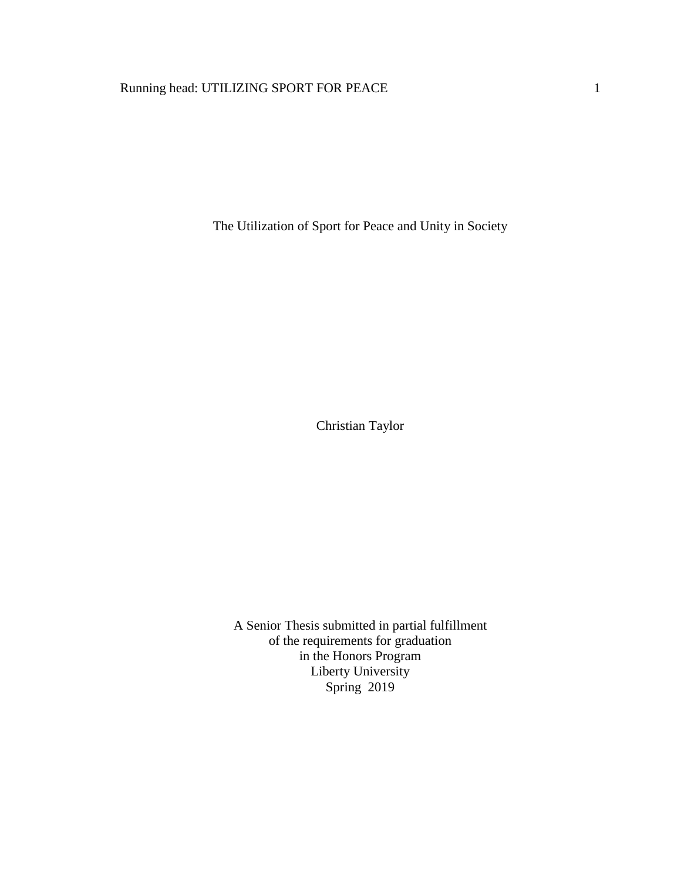# The Utilization of Sport for Peace and Unity in Society

Christian Taylor

A Senior Thesis submitted in partial fulfillment
of the requirements for graduation
in the Honors Program
Liberty University
Spring 2019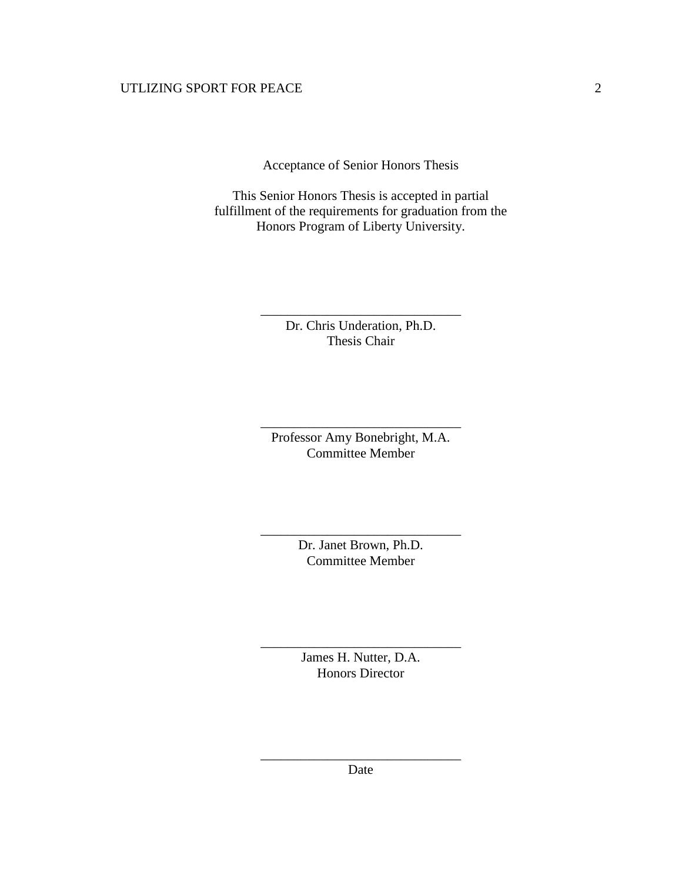Acceptance of Senior Honors Thesis

This Senior Honors Thesis is accepted in partial fulfillment of the requirements for graduation from the Honors Program of Liberty University.

______________________________
Dr. Chris Underation, Ph.D.
Thesis Chair

______________________________
Professor Amy Bonebright, M.A.
Committee Member

______________________________
Dr. Janet Brown, Ph.D.
Committee Member

______________________________
James H. Nutter, D.A.
Honors Director

______________________________
Date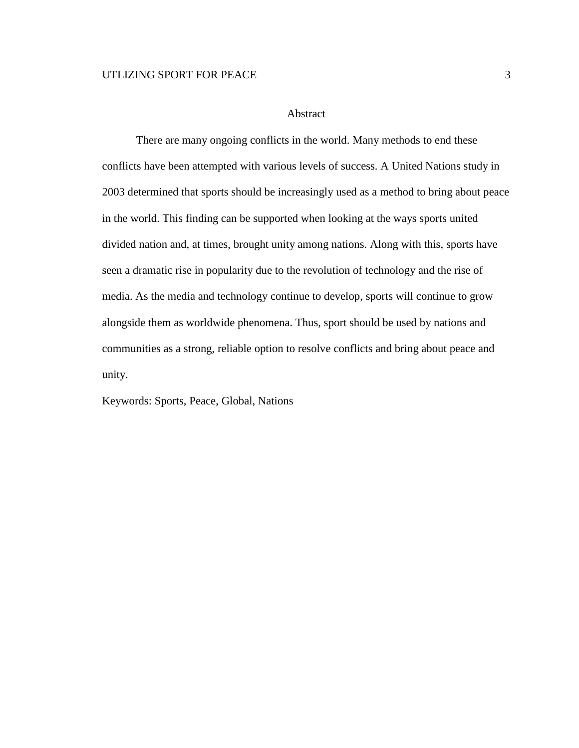# Abstract

There are many ongoing conflicts in the world. Many methods to end these conflicts have been attempted with various levels of success. A United Nations study in 2003 determined that sports should be increasingly used as a method to bring about peace in the world. This finding can be supported when looking at the ways sports united divided nation and, at times, brought unity among nations. Along with this, sports have seen a dramatic rise in popularity due to the revolution of technology and the rise of media. As the media and technology continue to develop, sports will continue to grow alongside them as worldwide phenomena. Thus, sport should be used by nations and communities as a strong, reliable option to resolve conflicts and bring about peace and unity.

Keywords: Sports, Peace, Global, Nations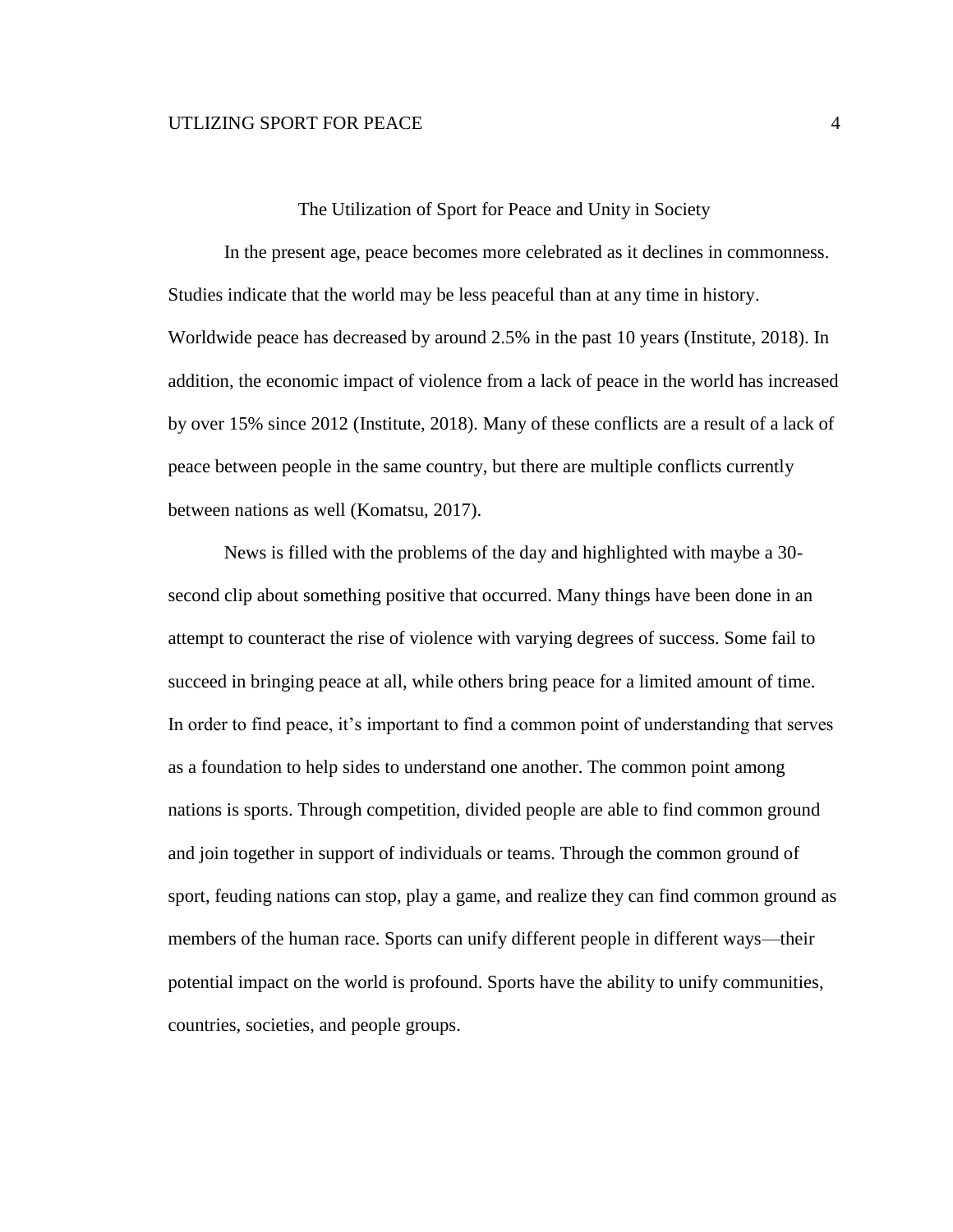# The Utilization of Sport for Peace and Unity in Society

In the present age, peace becomes more celebrated as it declines in commonness. Studies indicate that the world may be less peaceful than at any time in history. Worldwide peace has decreased by around 2.5% in the past 10 years (Institute, 2018). In addition, the economic impact of violence from a lack of peace in the world has increased by over 15% since 2012 (Institute, 2018). Many of these conflicts are a result of a lack of peace between people in the same country, but there are multiple conflicts currently between nations as well (Komatsu, 2017).

News is filled with the problems of the day and highlighted with maybe a 30-second clip about something positive that occurred. Many things have been done in an attempt to counteract the rise of violence with varying degrees of success. Some fail to succeed in bringing peace at all, while others bring peace for a limited amount of time. In order to find peace, it's important to find a common point of understanding that serves as a foundation to help sides to understand one another. The common point among nations is sports. Through competition, divided people are able to find common ground and join together in support of individuals or teams. Through the common ground of sport, feuding nations can stop, play a game, and realize they can find common ground as members of the human race. Sports can unify different people in different ways—their potential impact on the world is profound. Sports have the ability to unify communities, countries, societies, and people groups.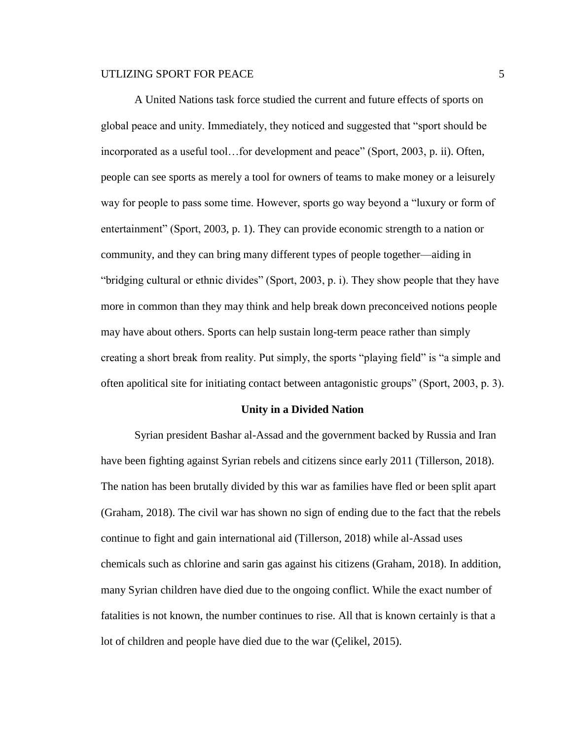A United Nations task force studied the current and future effects of sports on global peace and unity. Immediately, they noticed and suggested that "sport should be incorporated as a useful tool…for development and peace" (Sport, 2003, p. ii). Often, people can see sports as merely a tool for owners of teams to make money or a leisurely way for people to pass some time. However, sports go way beyond a "luxury or form of entertainment" (Sport, 2003, p. 1). They can provide economic strength to a nation or community, and they can bring many different types of people together—aiding in "bridging cultural or ethnic divides" (Sport, 2003, p. i). They show people that they have more in common than they may think and help break down preconceived notions people may have about others. Sports can help sustain long-term peace rather than simply creating a short break from reality. Put simply, the sports "playing field" is "a simple and often apolitical site for initiating contact between antagonistic groups" (Sport, 2003, p. 3).

## Unity in a Divided Nation

Syrian president Bashar al-Assad and the government backed by Russia and Iran have been fighting against Syrian rebels and citizens since early 2011 (Tillerson, 2018). The nation has been brutally divided by this war as families have fled or been split apart (Graham, 2018). The civil war has shown no sign of ending due to the fact that the rebels continue to fight and gain international aid (Tillerson, 2018) while al-Assad uses chemicals such as chlorine and sarin gas against his citizens (Graham, 2018). In addition, many Syrian children have died due to the ongoing conflict. While the exact number of fatalities is not known, the number continues to rise. All that is known certainly is that a lot of children and people have died due to the war (Çelikel, 2015).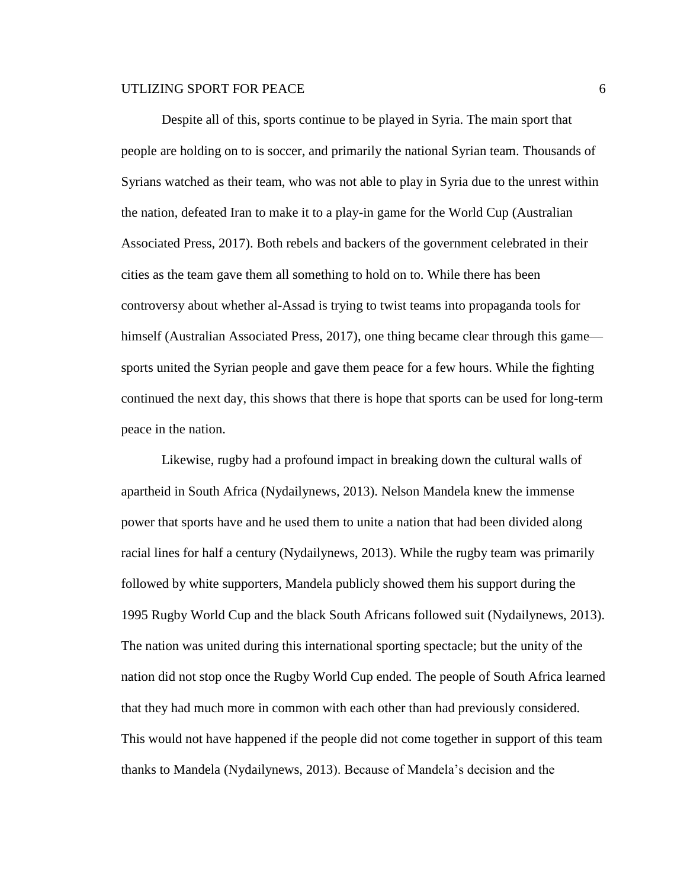Despite all of this, sports continue to be played in Syria. The main sport that people are holding on to is soccer, and primarily the national Syrian team. Thousands of Syrians watched as their team, who was not able to play in Syria due to the unrest within the nation, defeated Iran to make it to a play-in game for the World Cup (Australian Associated Press, 2017). Both rebels and backers of the government celebrated in their cities as the team gave them all something to hold on to. While there has been controversy about whether al-Assad is trying to twist teams into propaganda tools for himself (Australian Associated Press, 2017), one thing became clear through this game—sports united the Syrian people and gave them peace for a few hours. While the fighting continued the next day, this shows that there is hope that sports can be used for long-term peace in the nation.

Likewise, rugby had a profound impact in breaking down the cultural walls of apartheid in South Africa (Nydailynews, 2013). Nelson Mandela knew the immense power that sports have and he used them to unite a nation that had been divided along racial lines for half a century (Nydailynews, 2013). While the rugby team was primarily followed by white supporters, Mandela publicly showed them his support during the 1995 Rugby World Cup and the black South Africans followed suit (Nydailynews, 2013). The nation was united during this international sporting spectacle; but the unity of the nation did not stop once the Rugby World Cup ended. The people of South Africa learned that they had much more in common with each other than had previously considered. This would not have happened if the people did not come together in support of this team thanks to Mandela (Nydailynews, 2013). Because of Mandela's decision and the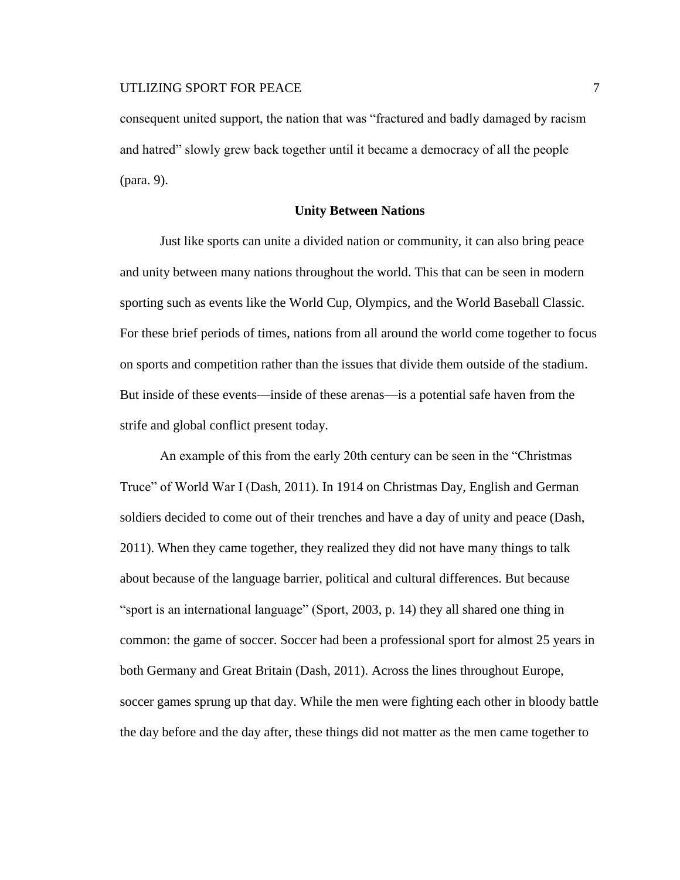consequent united support, the nation that was "fractured and badly damaged by racism and hatred" slowly grew back together until it became a democracy of all the people (para. 9).

## Unity Between Nations

Just like sports can unite a divided nation or community, it can also bring peace and unity between many nations throughout the world. This that can be seen in modern sporting such as events like the World Cup, Olympics, and the World Baseball Classic. For these brief periods of times, nations from all around the world come together to focus on sports and competition rather than the issues that divide them outside of the stadium. But inside of these events—inside of these arenas—is a potential safe haven from the strife and global conflict present today.

An example of this from the early 20th century can be seen in the "Christmas Truce" of World War I (Dash, 2011). In 1914 on Christmas Day, English and German soldiers decided to come out of their trenches and have a day of unity and peace (Dash, 2011). When they came together, they realized they did not have many things to talk about because of the language barrier, political and cultural differences. But because "sport is an international language" (Sport, 2003, p. 14) they all shared one thing in common: the game of soccer. Soccer had been a professional sport for almost 25 years in both Germany and Great Britain (Dash, 2011). Across the lines throughout Europe, soccer games sprung up that day. While the men were fighting each other in bloody battle the day before and the day after, these things did not matter as the men came together to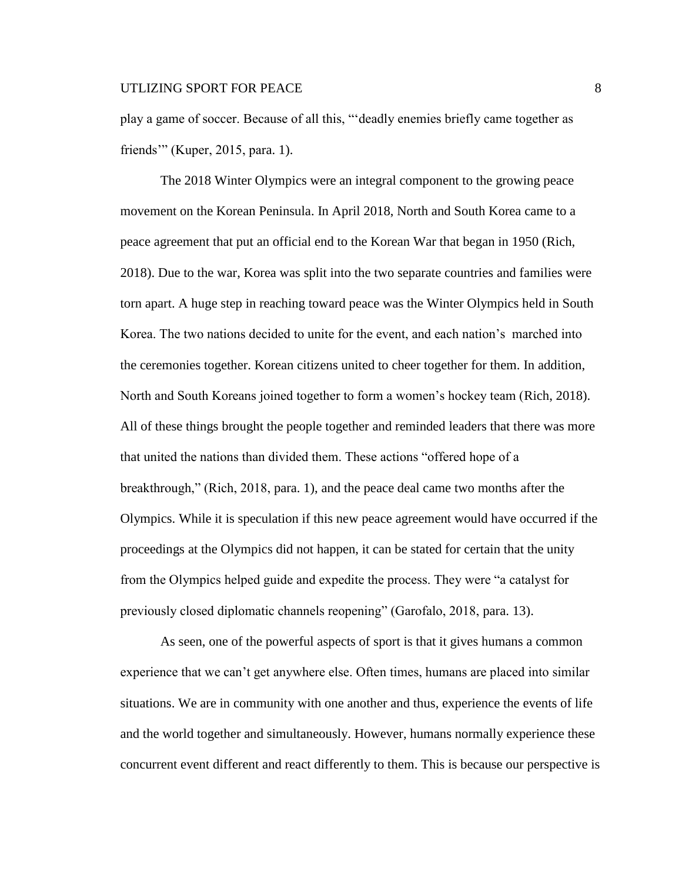play a game of soccer. Because of all this, "'deadly enemies briefly came together as friends'" (Kuper, 2015, para. 1).

The 2018 Winter Olympics were an integral component to the growing peace movement on the Korean Peninsula. In April 2018, North and South Korea came to a peace agreement that put an official end to the Korean War that began in 1950 (Rich, 2018). Due to the war, Korea was split into the two separate countries and families were torn apart. A huge step in reaching toward peace was the Winter Olympics held in South Korea. The two nations decided to unite for the event, and each nation's  marched into the ceremonies together. Korean citizens united to cheer together for them. In addition, North and South Koreans joined together to form a women's hockey team (Rich, 2018). All of these things brought the people together and reminded leaders that there was more that united the nations than divided them. These actions "offered hope of a breakthrough," (Rich, 2018, para. 1), and the peace deal came two months after the Olympics. While it is speculation if this new peace agreement would have occurred if the proceedings at the Olympics did not happen, it can be stated for certain that the unity from the Olympics helped guide and expedite the process. They were "a catalyst for previously closed diplomatic channels reopening" (Garofalo, 2018, para. 13).

As seen, one of the powerful aspects of sport is that it gives humans a common experience that we can't get anywhere else. Often times, humans are placed into similar situations. We are in community with one another and thus, experience the events of life and the world together and simultaneously. However, humans normally experience these concurrent event different and react differently to them. This is because our perspective is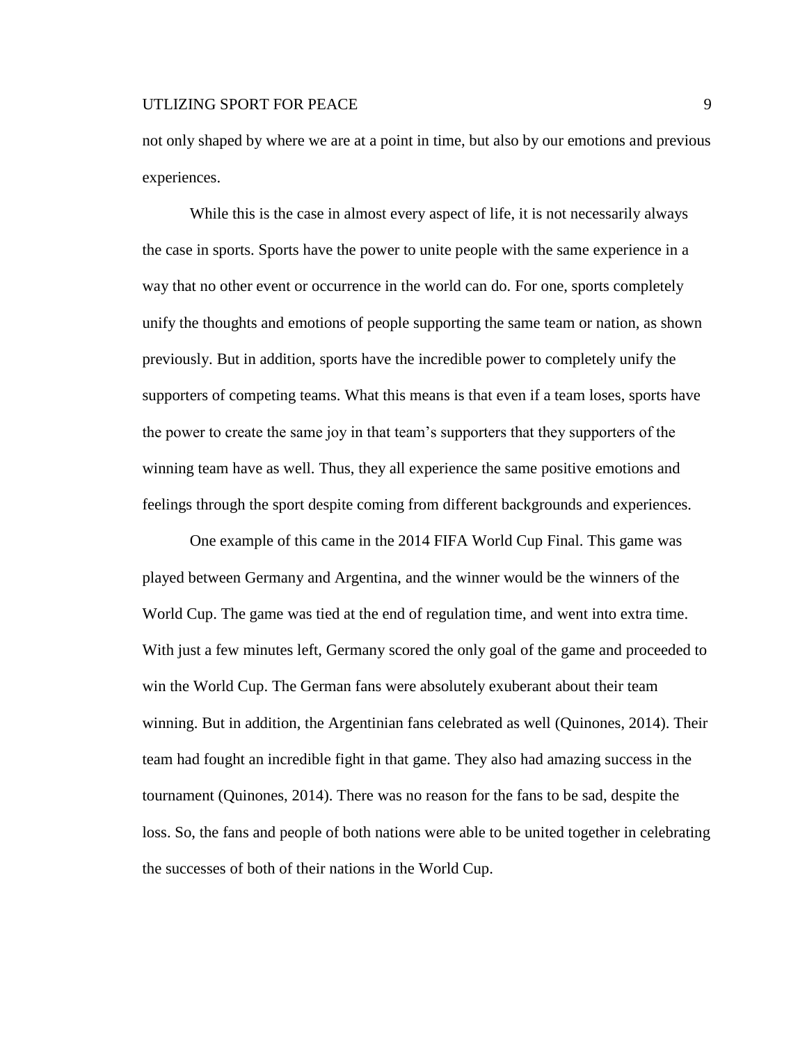not only shaped by where we are at a point in time, but also by our emotions and previous experiences.

While this is the case in almost every aspect of life, it is not necessarily always the case in sports. Sports have the power to unite people with the same experience in a way that no other event or occurrence in the world can do. For one, sports completely unify the thoughts and emotions of people supporting the same team or nation, as shown previously. But in addition, sports have the incredible power to completely unify the supporters of competing teams. What this means is that even if a team loses, sports have the power to create the same joy in that team's supporters that they supporters of the winning team have as well. Thus, they all experience the same positive emotions and feelings through the sport despite coming from different backgrounds and experiences.

One example of this came in the 2014 FIFA World Cup Final. This game was played between Germany and Argentina, and the winner would be the winners of the World Cup. The game was tied at the end of regulation time, and went into extra time. With just a few minutes left, Germany scored the only goal of the game and proceeded to win the World Cup. The German fans were absolutely exuberant about their team winning. But in addition, the Argentinian fans celebrated as well (Quinones, 2014). Their team had fought an incredible fight in that game. They also had amazing success in the tournament (Quinones, 2014). There was no reason for the fans to be sad, despite the loss. So, the fans and people of both nations were able to be united together in celebrating the successes of both of their nations in the World Cup.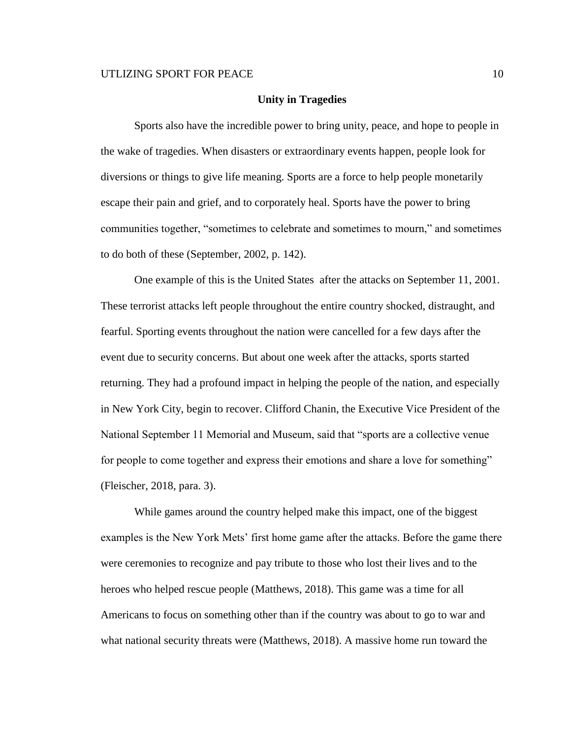## Unity in Tragedies

Sports also have the incredible power to bring unity, peace, and hope to people in the wake of tragedies. When disasters or extraordinary events happen, people look for diversions or things to give life meaning. Sports are a force to help people monetarily escape their pain and grief, and to corporately heal. Sports have the power to bring communities together, "sometimes to celebrate and sometimes to mourn," and sometimes to do both of these (September, 2002, p. 142).

One example of this is the United States after the attacks on September 11, 2001. These terrorist attacks left people throughout the entire country shocked, distraught, and fearful. Sporting events throughout the nation were cancelled for a few days after the event due to security concerns. But about one week after the attacks, sports started returning. They had a profound impact in helping the people of the nation, and especially in New York City, begin to recover. Clifford Chanin, the Executive Vice President of the National September 11 Memorial and Museum, said that "sports are a collective venue for people to come together and express their emotions and share a love for something" (Fleischer, 2018, para. 3).

While games around the country helped make this impact, one of the biggest examples is the New York Mets' first home game after the attacks. Before the game there were ceremonies to recognize and pay tribute to those who lost their lives and to the heroes who helped rescue people (Matthews, 2018). This game was a time for all Americans to focus on something other than if the country was about to go to war and what national security threats were (Matthews, 2018). A massive home run toward the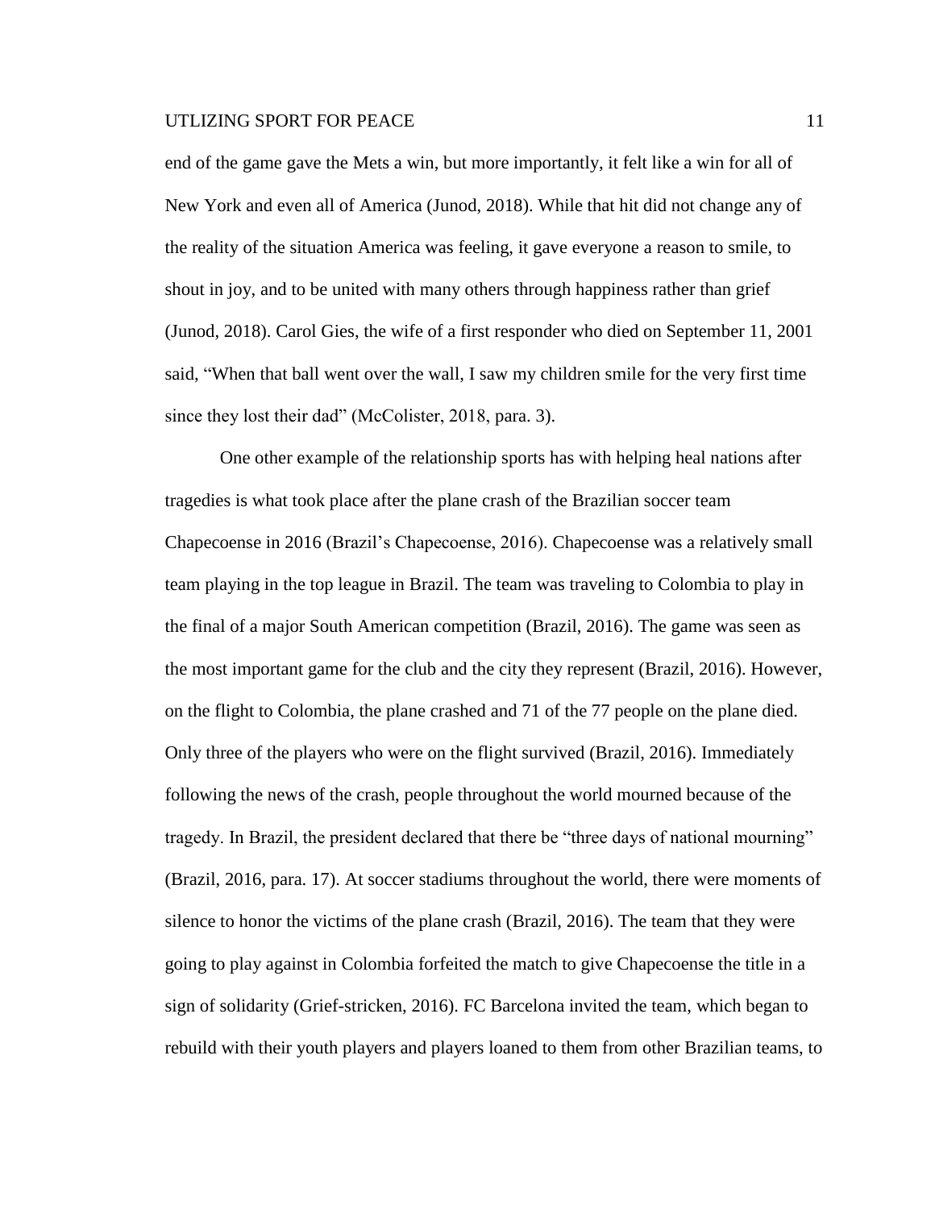end of the game gave the Mets a win, but more importantly, it felt like a win for all of New York and even all of America (Junod, 2018). While that hit did not change any of the reality of the situation America was feeling, it gave everyone a reason to smile, to shout in joy, and to be united with many others through happiness rather than grief (Junod, 2018). Carol Gies, the wife of a first responder who died on September 11, 2001 said, "When that ball went over the wall, I saw my children smile for the very first time since they lost their dad" (McColister, 2018, para. 3).

One other example of the relationship sports has with helping heal nations after tragedies is what took place after the plane crash of the Brazilian soccer team Chapecoense in 2016 (Brazil's Chapecoense, 2016). Chapecoense was a relatively small team playing in the top league in Brazil. The team was traveling to Colombia to play in the final of a major South American competition (Brazil, 2016). The game was seen as the most important game for the club and the city they represent (Brazil, 2016). However, on the flight to Colombia, the plane crashed and 71 of the 77 people on the plane died. Only three of the players who were on the flight survived (Brazil, 2016). Immediately following the news of the crash, people throughout the world mourned because of the tragedy. In Brazil, the president declared that there be "three days of national mourning" (Brazil, 2016, para. 17). At soccer stadiums throughout the world, there were moments of silence to honor the victims of the plane crash (Brazil, 2016). The team that they were going to play against in Colombia forfeited the match to give Chapecoense the title in a sign of solidarity (Grief-stricken, 2016). FC Barcelona invited the team, which began to rebuild with their youth players and players loaned to them from other Brazilian teams, to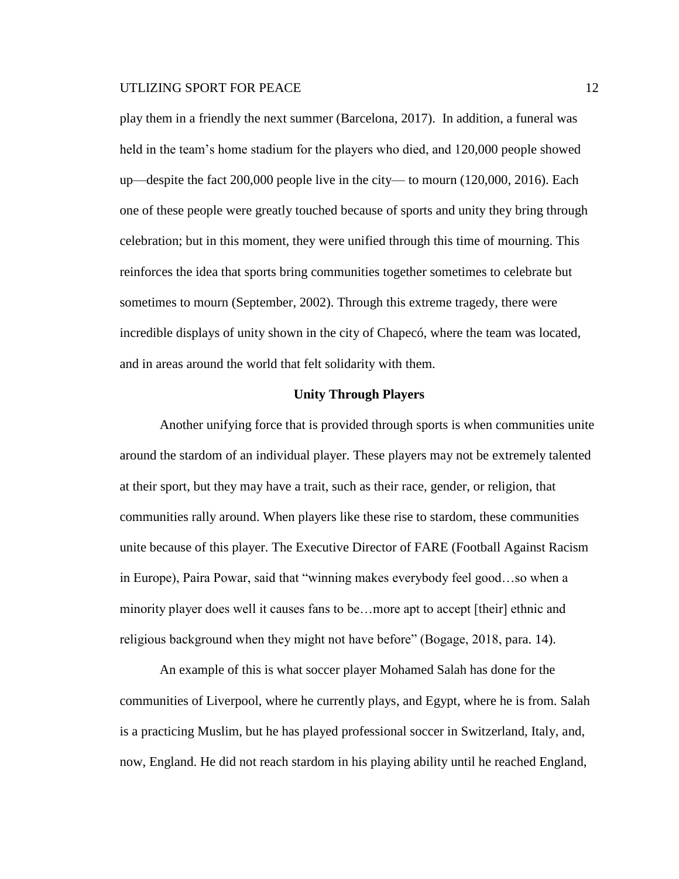play them in a friendly the next summer (Barcelona, 2017). In addition, a funeral was held in the team's home stadium for the players who died, and 120,000 people showed up—despite the fact 200,000 people live in the city— to mourn (120,000, 2016). Each one of these people were greatly touched because of sports and unity they bring through celebration; but in this moment, they were unified through this time of mourning. This reinforces the idea that sports bring communities together sometimes to celebrate but sometimes to mourn (September, 2002). Through this extreme tragedy, there were incredible displays of unity shown in the city of Chapecó, where the team was located, and in areas around the world that felt solidarity with them.

## Unity Through Players

Another unifying force that is provided through sports is when communities unite around the stardom of an individual player. These players may not be extremely talented at their sport, but they may have a trait, such as their race, gender, or religion, that communities rally around. When players like these rise to stardom, these communities unite because of this player. The Executive Director of FARE (Football Against Racism in Europe), Paira Powar, said that "winning makes everybody feel good…so when a minority player does well it causes fans to be…more apt to accept [their] ethnic and religious background when they might not have before" (Bogage, 2018, para. 14).

An example of this is what soccer player Mohamed Salah has done for the communities of Liverpool, where he currently plays, and Egypt, where he is from. Salah is a practicing Muslim, but he has played professional soccer in Switzerland, Italy, and, now, England. He did not reach stardom in his playing ability until he reached England,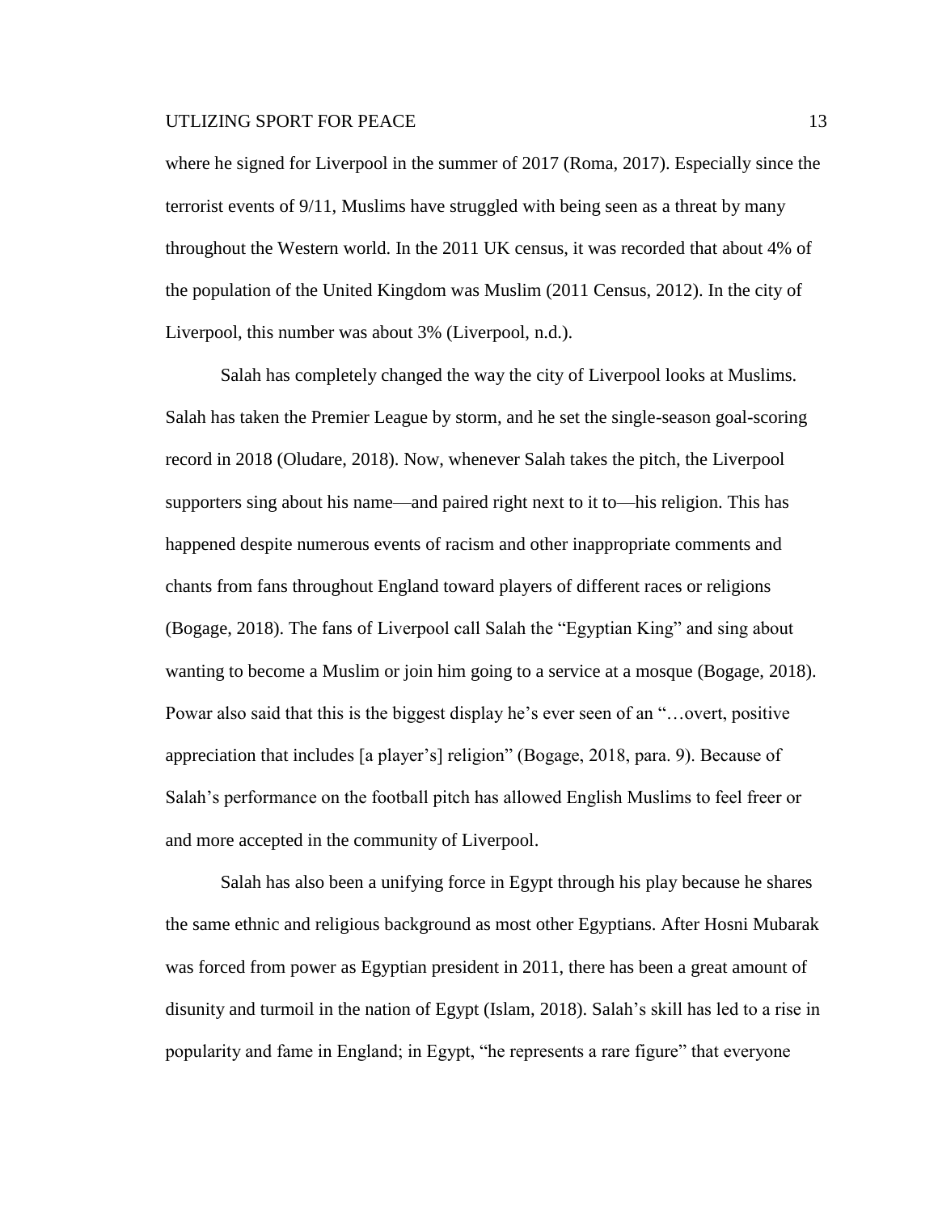where he signed for Liverpool in the summer of 2017 (Roma, 2017). Especially since the terrorist events of 9/11, Muslims have struggled with being seen as a threat by many throughout the Western world. In the 2011 UK census, it was recorded that about 4% of the population of the United Kingdom was Muslim (2011 Census, 2012). In the city of Liverpool, this number was about 3% (Liverpool, n.d.).

Salah has completely changed the way the city of Liverpool looks at Muslims. Salah has taken the Premier League by storm, and he set the single-season goal-scoring record in 2018 (Oludare, 2018). Now, whenever Salah takes the pitch, the Liverpool supporters sing about his name—and paired right next to it to—his religion. This has happened despite numerous events of racism and other inappropriate comments and chants from fans throughout England toward players of different races or religions (Bogage, 2018). The fans of Liverpool call Salah the "Egyptian King" and sing about wanting to become a Muslim or join him going to a service at a mosque (Bogage, 2018). Powar also said that this is the biggest display he's ever seen of an "…overt, positive appreciation that includes [a player's] religion" (Bogage, 2018, para. 9). Because of Salah's performance on the football pitch has allowed English Muslims to feel freer or and more accepted in the community of Liverpool.

Salah has also been a unifying force in Egypt through his play because he shares the same ethnic and religious background as most other Egyptians. After Hosni Mubarak was forced from power as Egyptian president in 2011, there has been a great amount of disunity and turmoil in the nation of Egypt (Islam, 2018). Salah's skill has led to a rise in popularity and fame in England; in Egypt, "he represents a rare figure" that everyone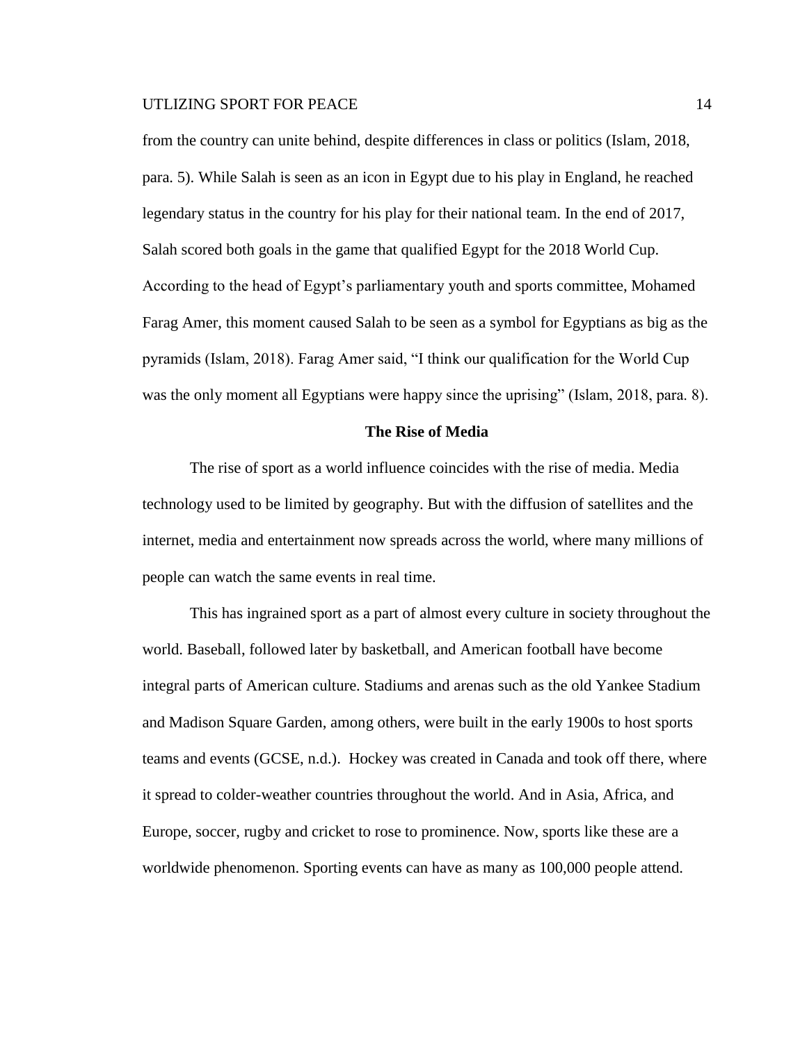from the country can unite behind, despite differences in class or politics (Islam, 2018, para. 5). While Salah is seen as an icon in Egypt due to his play in England, he reached legendary status in the country for his play for their national team. In the end of 2017, Salah scored both goals in the game that qualified Egypt for the 2018 World Cup. According to the head of Egypt's parliamentary youth and sports committee, Mohamed Farag Amer, this moment caused Salah to be seen as a symbol for Egyptians as big as the pyramids (Islam, 2018). Farag Amer said, "I think our qualification for the World Cup was the only moment all Egyptians were happy since the uprising" (Islam, 2018, para. 8).

## The Rise of Media

The rise of sport as a world influence coincides with the rise of media. Media technology used to be limited by geography. But with the diffusion of satellites and the internet, media and entertainment now spreads across the world, where many millions of people can watch the same events in real time.

This has ingrained sport as a part of almost every culture in society throughout the world. Baseball, followed later by basketball, and American football have become integral parts of American culture. Stadiums and arenas such as the old Yankee Stadium and Madison Square Garden, among others, were built in the early 1900s to host sports teams and events (GCSE, n.d.). Hockey was created in Canada and took off there, where it spread to colder-weather countries throughout the world. And in Asia, Africa, and Europe, soccer, rugby and cricket to rose to prominence. Now, sports like these are a worldwide phenomenon. Sporting events can have as many as 100,000 people attend.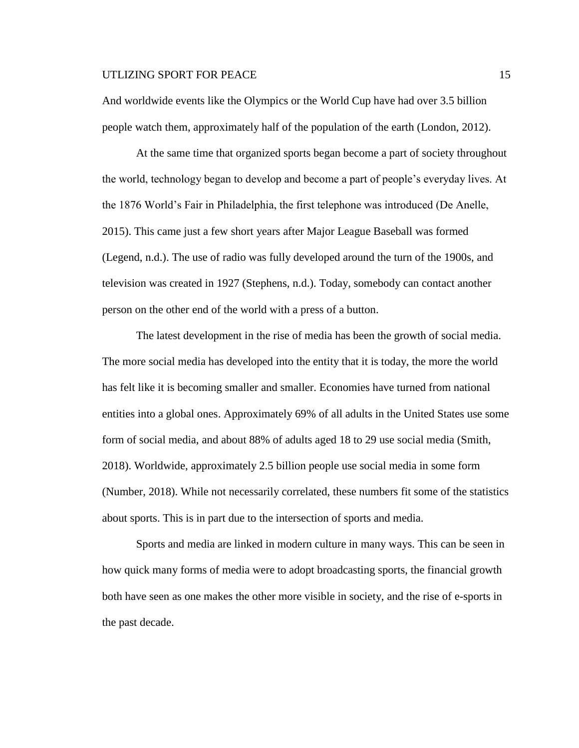And worldwide events like the Olympics or the World Cup have had over 3.5 billion people watch them, approximately half of the population of the earth (London, 2012).

At the same time that organized sports began become a part of society throughout the world, technology began to develop and become a part of people's everyday lives. At the 1876 World's Fair in Philadelphia, the first telephone was introduced (De Anelle, 2015). This came just a few short years after Major League Baseball was formed (Legend, n.d.). The use of radio was fully developed around the turn of the 1900s, and television was created in 1927 (Stephens, n.d.). Today, somebody can contact another person on the other end of the world with a press of a button.

The latest development in the rise of media has been the growth of social media. The more social media has developed into the entity that it is today, the more the world has felt like it is becoming smaller and smaller. Economies have turned from national entities into a global ones. Approximately 69% of all adults in the United States use some form of social media, and about 88% of adults aged 18 to 29 use social media (Smith, 2018). Worldwide, approximately 2.5 billion people use social media in some form (Number, 2018). While not necessarily correlated, these numbers fit some of the statistics about sports. This is in part due to the intersection of sports and media.

Sports and media are linked in modern culture in many ways. This can be seen in how quick many forms of media were to adopt broadcasting sports, the financial growth both have seen as one makes the other more visible in society, and the rise of e-sports in the past decade.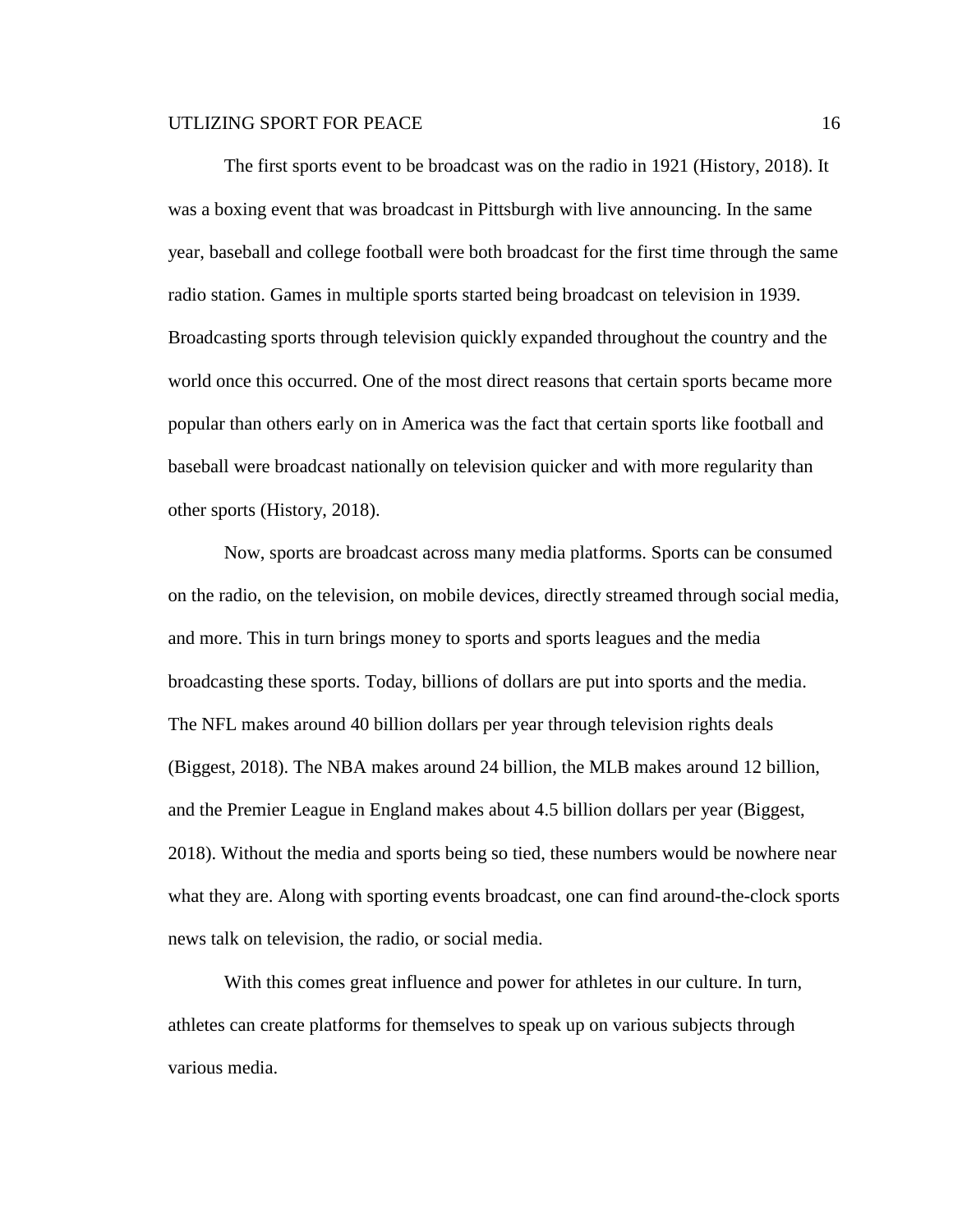The first sports event to be broadcast was on the radio in 1921 (History, 2018). It was a boxing event that was broadcast in Pittsburgh with live announcing. In the same year, baseball and college football were both broadcast for the first time through the same radio station. Games in multiple sports started being broadcast on television in 1939. Broadcasting sports through television quickly expanded throughout the country and the world once this occurred. One of the most direct reasons that certain sports became more popular than others early on in America was the fact that certain sports like football and baseball were broadcast nationally on television quicker and with more regularity than other sports (History, 2018).

Now, sports are broadcast across many media platforms. Sports can be consumed on the radio, on the television, on mobile devices, directly streamed through social media, and more. This in turn brings money to sports and sports leagues and the media broadcasting these sports. Today, billions of dollars are put into sports and the media. The NFL makes around 40 billion dollars per year through television rights deals (Biggest, 2018). The NBA makes around 24 billion, the MLB makes around 12 billion, and the Premier League in England makes about 4.5 billion dollars per year (Biggest, 2018). Without the media and sports being so tied, these numbers would be nowhere near what they are. Along with sporting events broadcast, one can find around-the-clock sports news talk on television, the radio, or social media.

With this comes great influence and power for athletes in our culture. In turn, athletes can create platforms for themselves to speak up on various subjects through various media.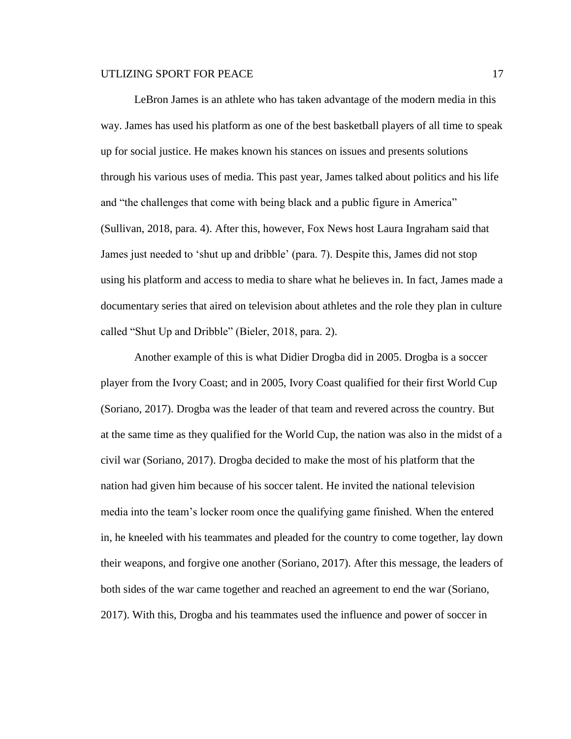LeBron James is an athlete who has taken advantage of the modern media in this way. James has used his platform as one of the best basketball players of all time to speak up for social justice. He makes known his stances on issues and presents solutions through his various uses of media. This past year, James talked about politics and his life and "the challenges that come with being black and a public figure in America" (Sullivan, 2018, para. 4). After this, however, Fox News host Laura Ingraham said that James just needed to 'shut up and dribble' (para. 7). Despite this, James did not stop using his platform and access to media to share what he believes in. In fact, James made a documentary series that aired on television about athletes and the role they plan in culture called "Shut Up and Dribble" (Bieler, 2018, para. 2).

Another example of this is what Didier Drogba did in 2005. Drogba is a soccer player from the Ivory Coast; and in 2005, Ivory Coast qualified for their first World Cup (Soriano, 2017). Drogba was the leader of that team and revered across the country. But at the same time as they qualified for the World Cup, the nation was also in the midst of a civil war (Soriano, 2017). Drogba decided to make the most of his platform that the nation had given him because of his soccer talent. He invited the national television media into the team's locker room once the qualifying game finished. When the entered in, he kneeled with his teammates and pleaded for the country to come together, lay down their weapons, and forgive one another (Soriano, 2017). After this message, the leaders of both sides of the war came together and reached an agreement to end the war (Soriano, 2017). With this, Drogba and his teammates used the influence and power of soccer in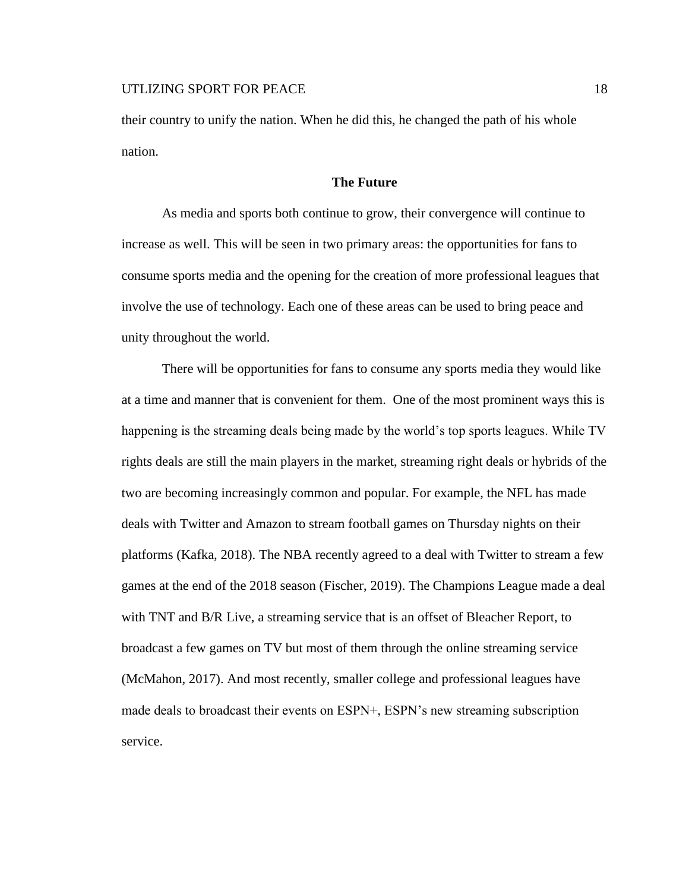their country to unify the nation. When he did this, he changed the path of his whole nation.

## The Future

As media and sports both continue to grow, their convergence will continue to increase as well. This will be seen in two primary areas: the opportunities for fans to consume sports media and the opening for the creation of more professional leagues that involve the use of technology. Each one of these areas can be used to bring peace and unity throughout the world.

There will be opportunities for fans to consume any sports media they would like at a time and manner that is convenient for them. One of the most prominent ways this is happening is the streaming deals being made by the world's top sports leagues. While TV rights deals are still the main players in the market, streaming right deals or hybrids of the two are becoming increasingly common and popular. For example, the NFL has made deals with Twitter and Amazon to stream football games on Thursday nights on their platforms (Kafka, 2018). The NBA recently agreed to a deal with Twitter to stream a few games at the end of the 2018 season (Fischer, 2019). The Champions League made a deal with TNT and B/R Live, a streaming service that is an offset of Bleacher Report, to broadcast a few games on TV but most of them through the online streaming service (McMahon, 2017). And most recently, smaller college and professional leagues have made deals to broadcast their events on ESPN+, ESPN's new streaming subscription service.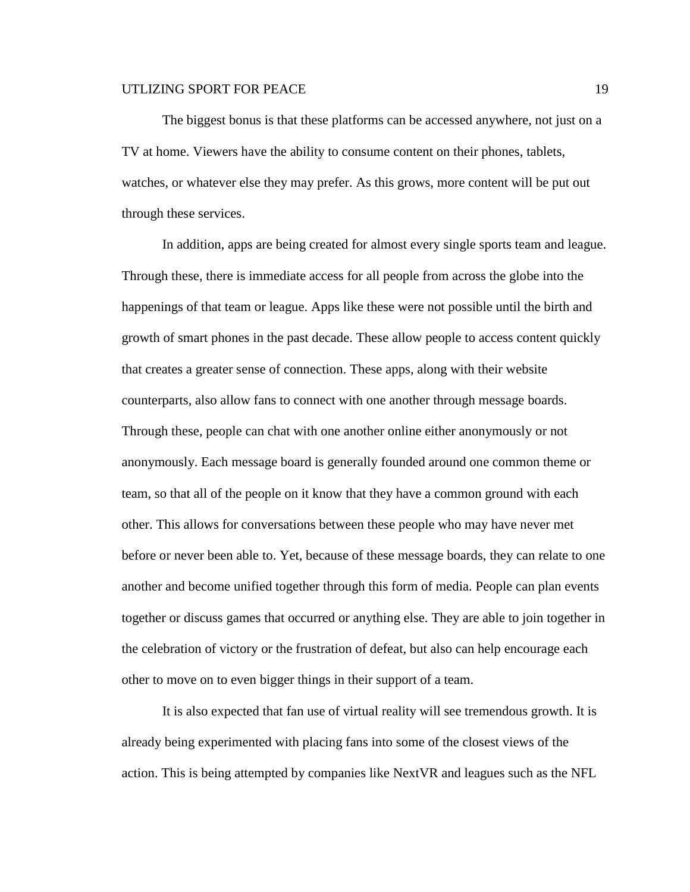The biggest bonus is that these platforms can be accessed anywhere, not just on a TV at home. Viewers have the ability to consume content on their phones, tablets, watches, or whatever else they may prefer. As this grows, more content will be put out through these services.

In addition, apps are being created for almost every single sports team and league. Through these, there is immediate access for all people from across the globe into the happenings of that team or league. Apps like these were not possible until the birth and growth of smart phones in the past decade. These allow people to access content quickly that creates a greater sense of connection. These apps, along with their website counterparts, also allow fans to connect with one another through message boards. Through these, people can chat with one another online either anonymously or not anonymously. Each message board is generally founded around one common theme or team, so that all of the people on it know that they have a common ground with each other. This allows for conversations between these people who may have never met before or never been able to. Yet, because of these message boards, they can relate to one another and become unified together through this form of media. People can plan events together or discuss games that occurred or anything else. They are able to join together in the celebration of victory or the frustration of defeat, but also can help encourage each other to move on to even bigger things in their support of a team.

It is also expected that fan use of virtual reality will see tremendous growth. It is already being experimented with placing fans into some of the closest views of the action. This is being attempted by companies like NextVR and leagues such as the NFL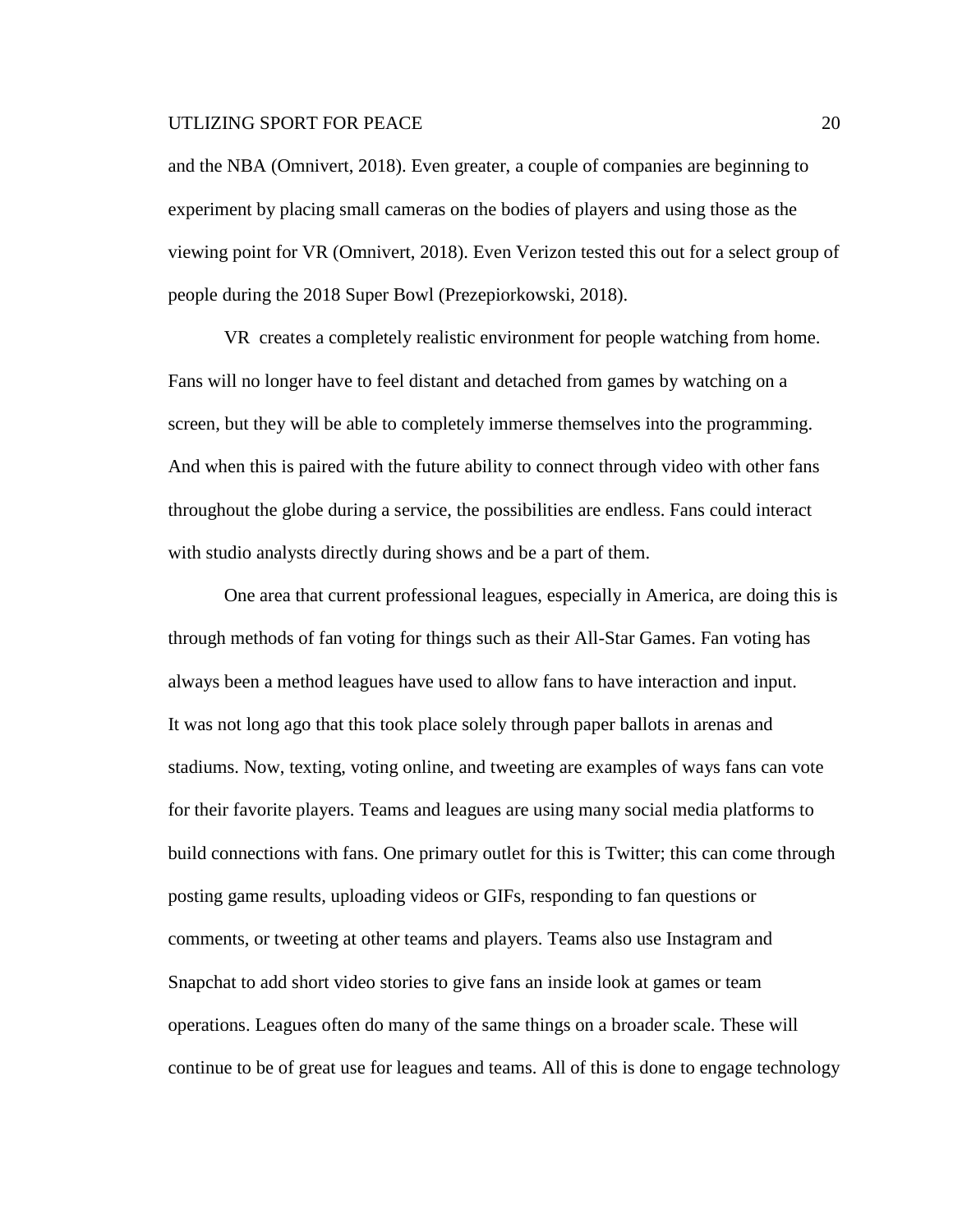and the NBA (Omnivert, 2018). Even greater, a couple of companies are beginning to experiment by placing small cameras on the bodies of players and using those as the viewing point for VR (Omnivert, 2018). Even Verizon tested this out for a select group of people during the 2018 Super Bowl (Prezepiorkowski, 2018).

VR creates a completely realistic environment for people watching from home. Fans will no longer have to feel distant and detached from games by watching on a screen, but they will be able to completely immerse themselves into the programming. And when this is paired with the future ability to connect through video with other fans throughout the globe during a service, the possibilities are endless. Fans could interact with studio analysts directly during shows and be a part of them.

One area that current professional leagues, especially in America, are doing this is through methods of fan voting for things such as their All-Star Games. Fan voting has always been a method leagues have used to allow fans to have interaction and input. It was not long ago that this took place solely through paper ballots in arenas and stadiums. Now, texting, voting online, and tweeting are examples of ways fans can vote for their favorite players. Teams and leagues are using many social media platforms to build connections with fans. One primary outlet for this is Twitter; this can come through posting game results, uploading videos or GIFs, responding to fan questions or comments, or tweeting at other teams and players. Teams also use Instagram and Snapchat to add short video stories to give fans an inside look at games or team operations. Leagues often do many of the same things on a broader scale. These will continue to be of great use for leagues and teams. All of this is done to engage technology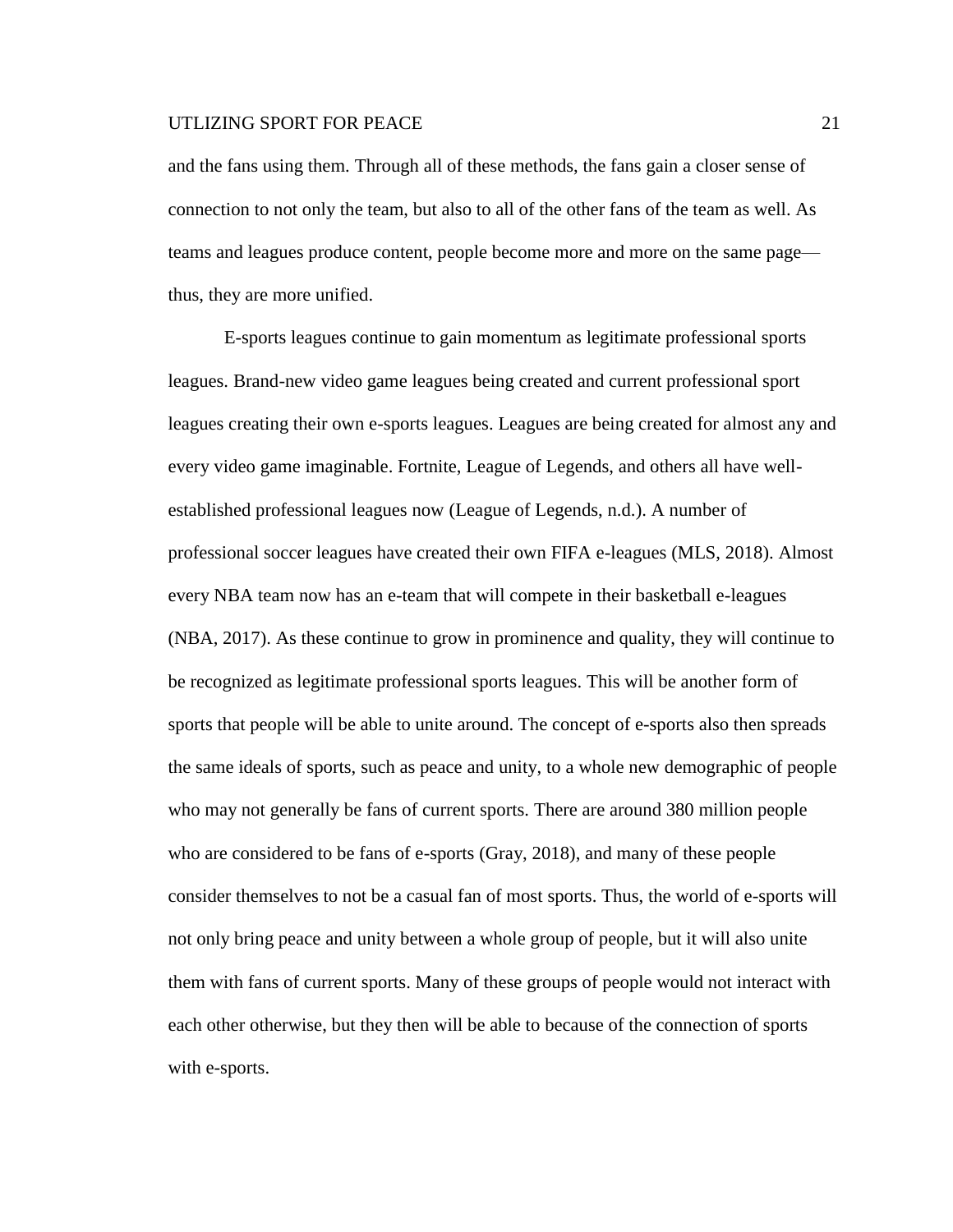and the fans using them. Through all of these methods, the fans gain a closer sense of connection to not only the team, but also to all of the other fans of the team as well. As teams and leagues produce content, people become more and more on the same page—thus, they are more unified.

E-sports leagues continue to gain momentum as legitimate professional sports leagues. Brand-new video game leagues being created and current professional sport leagues creating their own e-sports leagues. Leagues are being created for almost any and every video game imaginable. Fortnite, League of Legends, and others all have well-established professional leagues now (League of Legends, n.d.). A number of professional soccer leagues have created their own FIFA e-leagues (MLS, 2018). Almost every NBA team now has an e-team that will compete in their basketball e-leagues (NBA, 2017). As these continue to grow in prominence and quality, they will continue to be recognized as legitimate professional sports leagues. This will be another form of sports that people will be able to unite around. The concept of e-sports also then spreads the same ideals of sports, such as peace and unity, to a whole new demographic of people who may not generally be fans of current sports. There are around 380 million people who are considered to be fans of e-sports (Gray, 2018), and many of these people consider themselves to not be a casual fan of most sports. Thus, the world of e-sports will not only bring peace and unity between a whole group of people, but it will also unite them with fans of current sports. Many of these groups of people would not interact with each other otherwise, but they then will be able to because of the connection of sports with e-sports.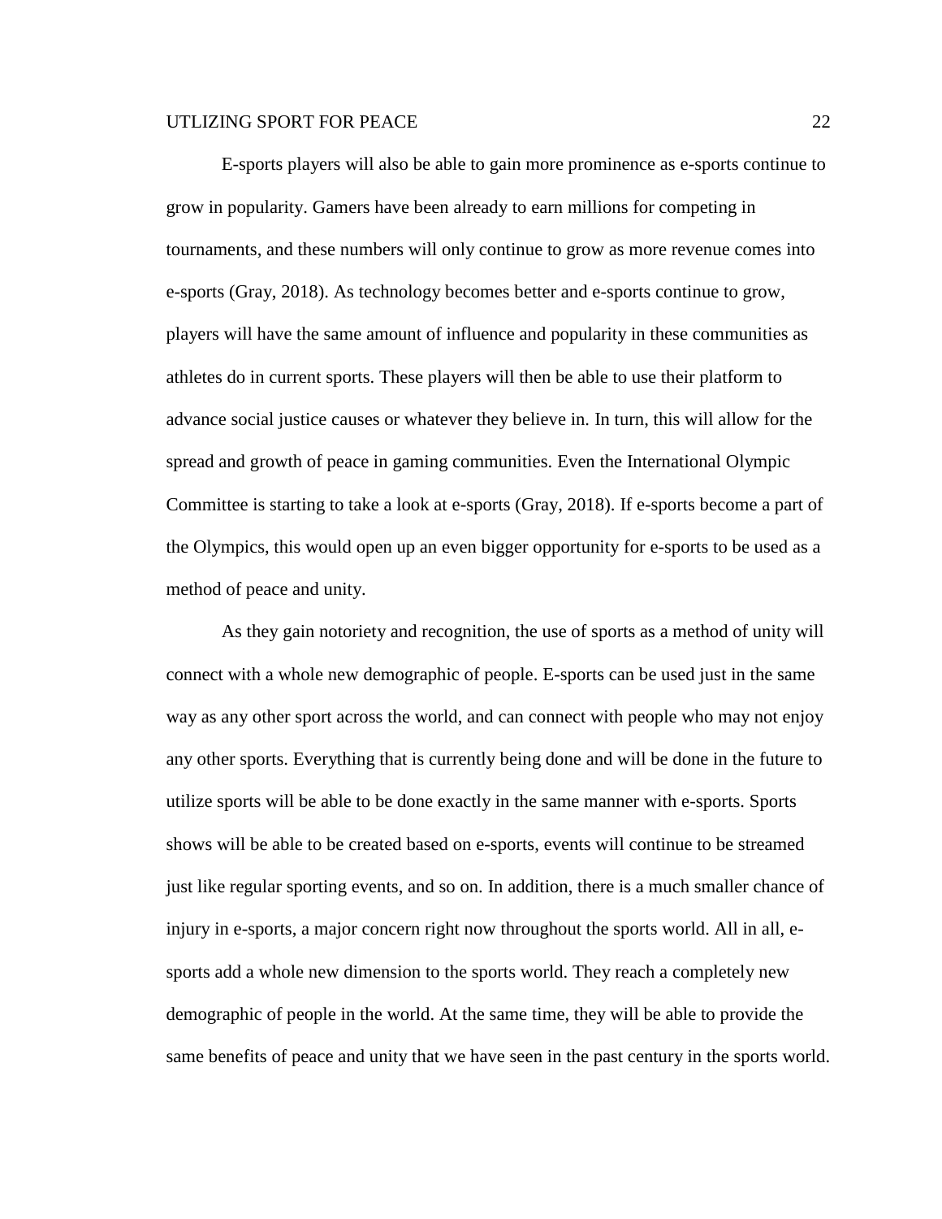E-sports players will also be able to gain more prominence as e-sports continue to grow in popularity. Gamers have been already to earn millions for competing in tournaments, and these numbers will only continue to grow as more revenue comes into e-sports (Gray, 2018). As technology becomes better and e-sports continue to grow, players will have the same amount of influence and popularity in these communities as athletes do in current sports. These players will then be able to use their platform to advance social justice causes or whatever they believe in. In turn, this will allow for the spread and growth of peace in gaming communities. Even the International Olympic Committee is starting to take a look at e-sports (Gray, 2018). If e-sports become a part of the Olympics, this would open up an even bigger opportunity for e-sports to be used as a method of peace and unity.

As they gain notoriety and recognition, the use of sports as a method of unity will connect with a whole new demographic of people. E-sports can be used just in the same way as any other sport across the world, and can connect with people who may not enjoy any other sports. Everything that is currently being done and will be done in the future to utilize sports will be able to be done exactly in the same manner with e-sports. Sports shows will be able to be created based on e-sports, events will continue to be streamed just like regular sporting events, and so on. In addition, there is a much smaller chance of injury in e-sports, a major concern right now throughout the sports world. All in all, e-sports add a whole new dimension to the sports world. They reach a completely new demographic of people in the world. At the same time, they will be able to provide the same benefits of peace and unity that we have seen in the past century in the sports world.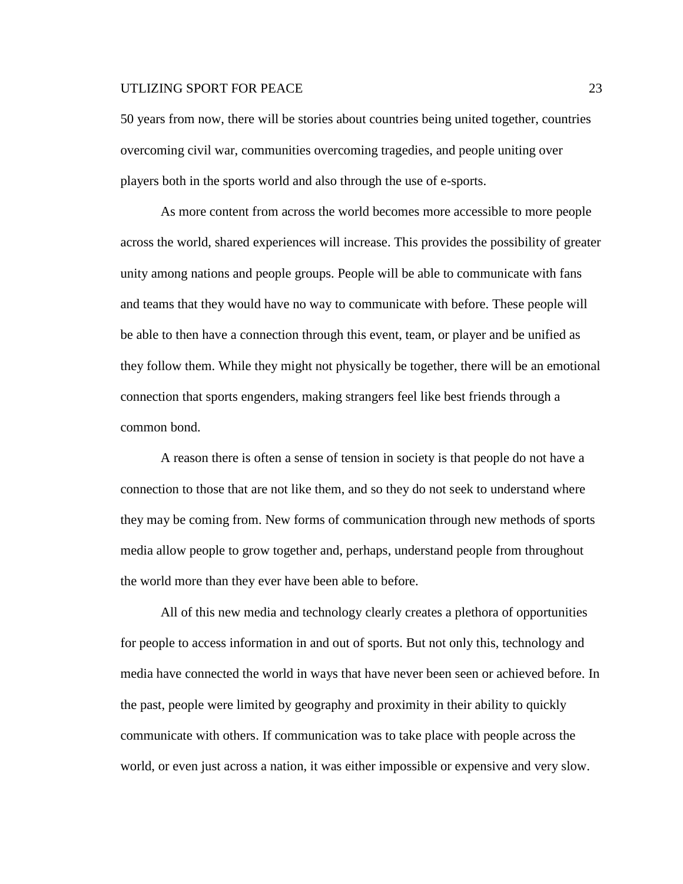50 years from now, there will be stories about countries being united together, countries overcoming civil war, communities overcoming tragedies, and people uniting over players both in the sports world and also through the use of e-sports.

As more content from across the world becomes more accessible to more people across the world, shared experiences will increase. This provides the possibility of greater unity among nations and people groups. People will be able to communicate with fans and teams that they would have no way to communicate with before. These people will be able to then have a connection through this event, team, or player and be unified as they follow them. While they might not physically be together, there will be an emotional connection that sports engenders, making strangers feel like best friends through a common bond.

A reason there is often a sense of tension in society is that people do not have a connection to those that are not like them, and so they do not seek to understand where they may be coming from. New forms of communication through new methods of sports media allow people to grow together and, perhaps, understand people from throughout the world more than they ever have been able to before.

All of this new media and technology clearly creates a plethora of opportunities for people to access information in and out of sports. But not only this, technology and media have connected the world in ways that have never been seen or achieved before. In the past, people were limited by geography and proximity in their ability to quickly communicate with others. If communication was to take place with people across the world, or even just across a nation, it was either impossible or expensive and very slow.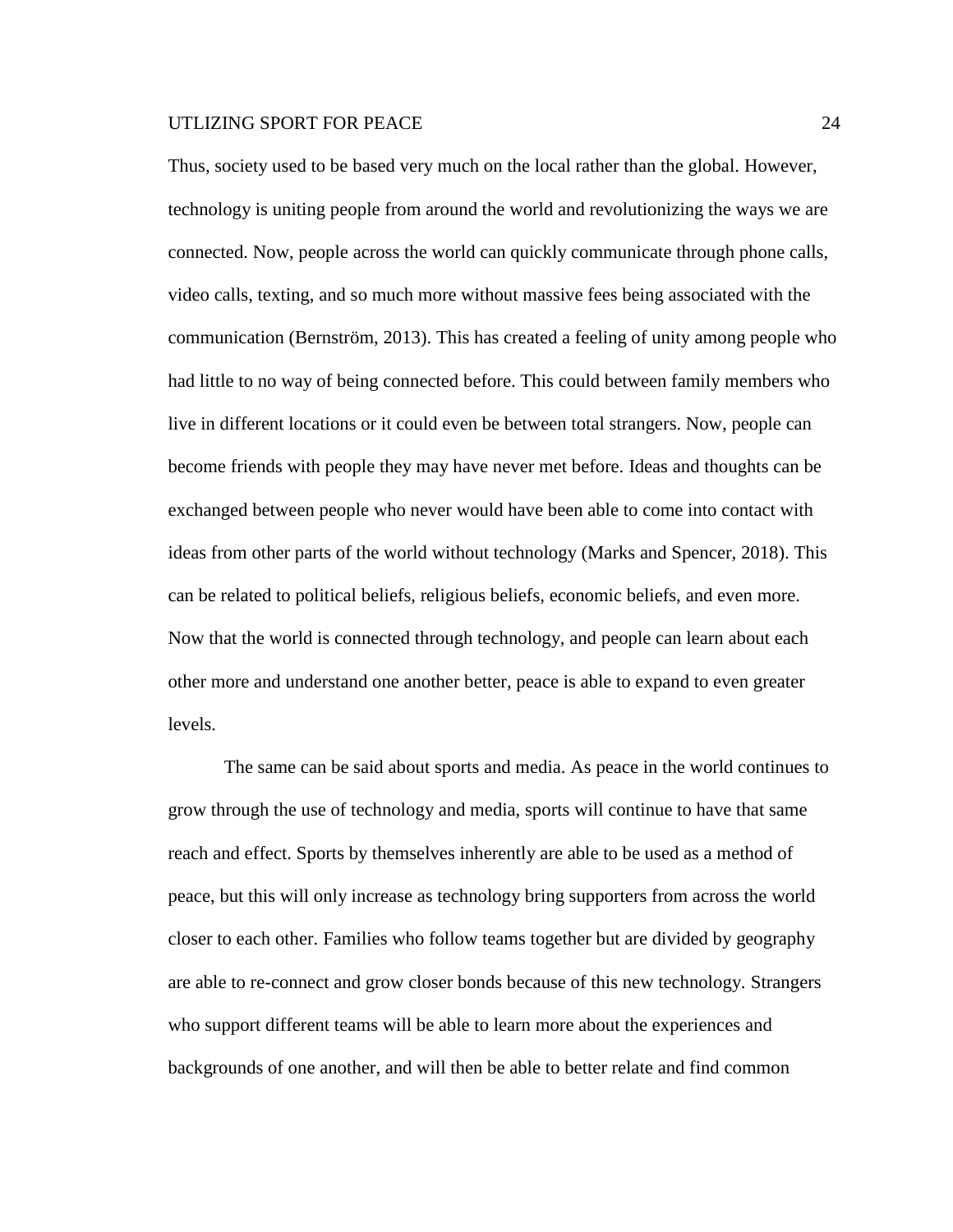Thus, society used to be based very much on the local rather than the global. However, technology is uniting people from around the world and revolutionizing the ways we are connected. Now, people across the world can quickly communicate through phone calls, video calls, texting, and so much more without massive fees being associated with the communication (Bernström, 2013). This has created a feeling of unity among people who had little to no way of being connected before. This could between family members who live in different locations or it could even be between total strangers. Now, people can become friends with people they may have never met before. Ideas and thoughts can be exchanged between people who never would have been able to come into contact with ideas from other parts of the world without technology (Marks and Spencer, 2018). This can be related to political beliefs, religious beliefs, economic beliefs, and even more. Now that the world is connected through technology, and people can learn about each other more and understand one another better, peace is able to expand to even greater levels.

The same can be said about sports and media. As peace in the world continues to grow through the use of technology and media, sports will continue to have that same reach and effect. Sports by themselves inherently are able to be used as a method of peace, but this will only increase as technology bring supporters from across the world closer to each other. Families who follow teams together but are divided by geography are able to re-connect and grow closer bonds because of this new technology. Strangers who support different teams will be able to learn more about the experiences and backgrounds of one another, and will then be able to better relate and find common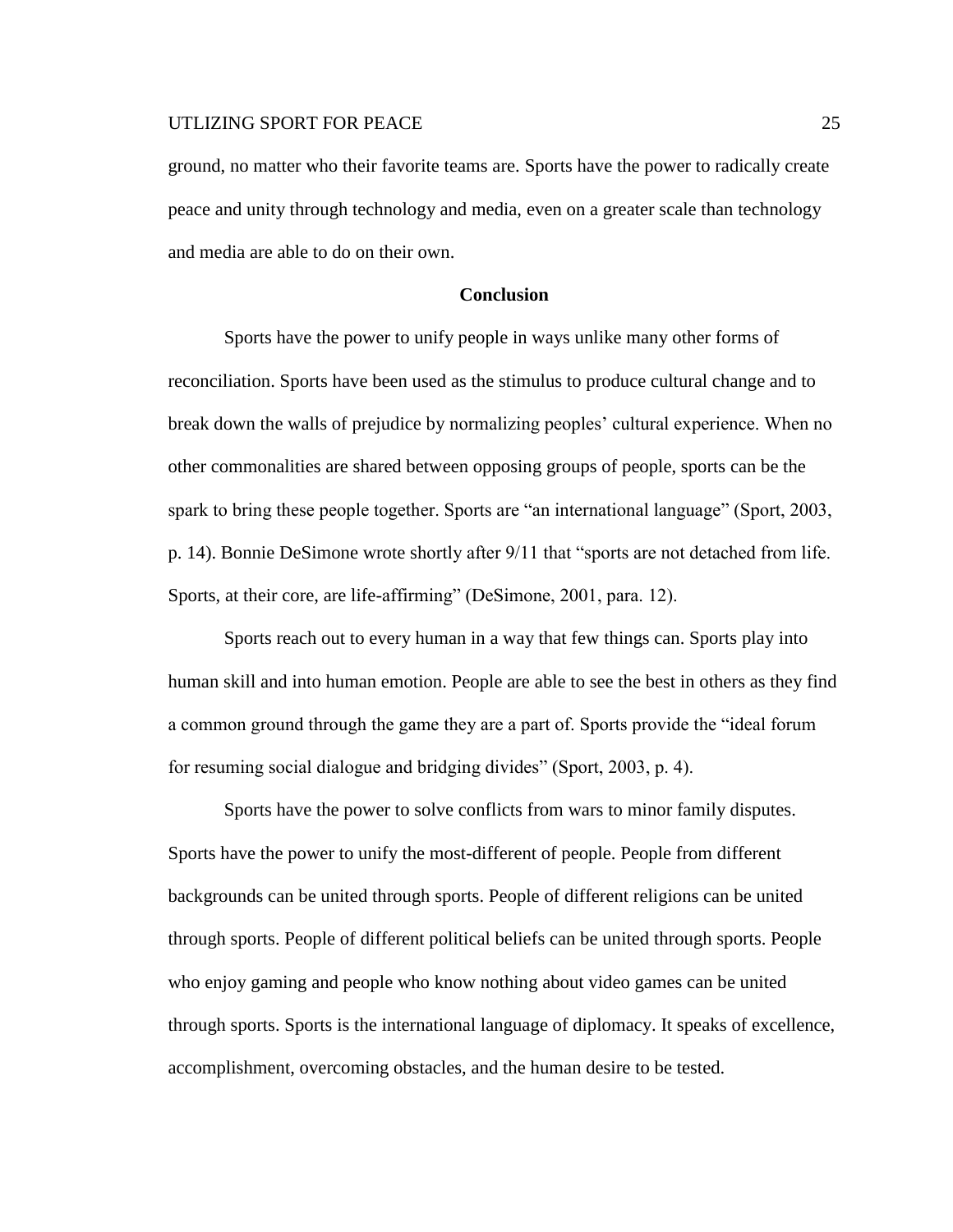ground, no matter who their favorite teams are. Sports have the power to radically create peace and unity through technology and media, even on a greater scale than technology and media are able to do on their own.

## Conclusion

Sports have the power to unify people in ways unlike many other forms of reconciliation. Sports have been used as the stimulus to produce cultural change and to break down the walls of prejudice by normalizing peoples' cultural experience. When no other commonalities are shared between opposing groups of people, sports can be the spark to bring these people together. Sports are "an international language" (Sport, 2003, p. 14). Bonnie DeSimone wrote shortly after 9/11 that "sports are not detached from life. Sports, at their core, are life-affirming" (DeSimone, 2001, para. 12).

Sports reach out to every human in a way that few things can. Sports play into human skill and into human emotion. People are able to see the best in others as they find a common ground through the game they are a part of. Sports provide the "ideal forum for resuming social dialogue and bridging divides" (Sport, 2003, p. 4).

Sports have the power to solve conflicts from wars to minor family disputes. Sports have the power to unify the most-different of people. People from different backgrounds can be united through sports. People of different religions can be united through sports. People of different political beliefs can be united through sports. People who enjoy gaming and people who know nothing about video games can be united through sports. Sports is the international language of diplomacy. It speaks of excellence, accomplishment, overcoming obstacles, and the human desire to be tested.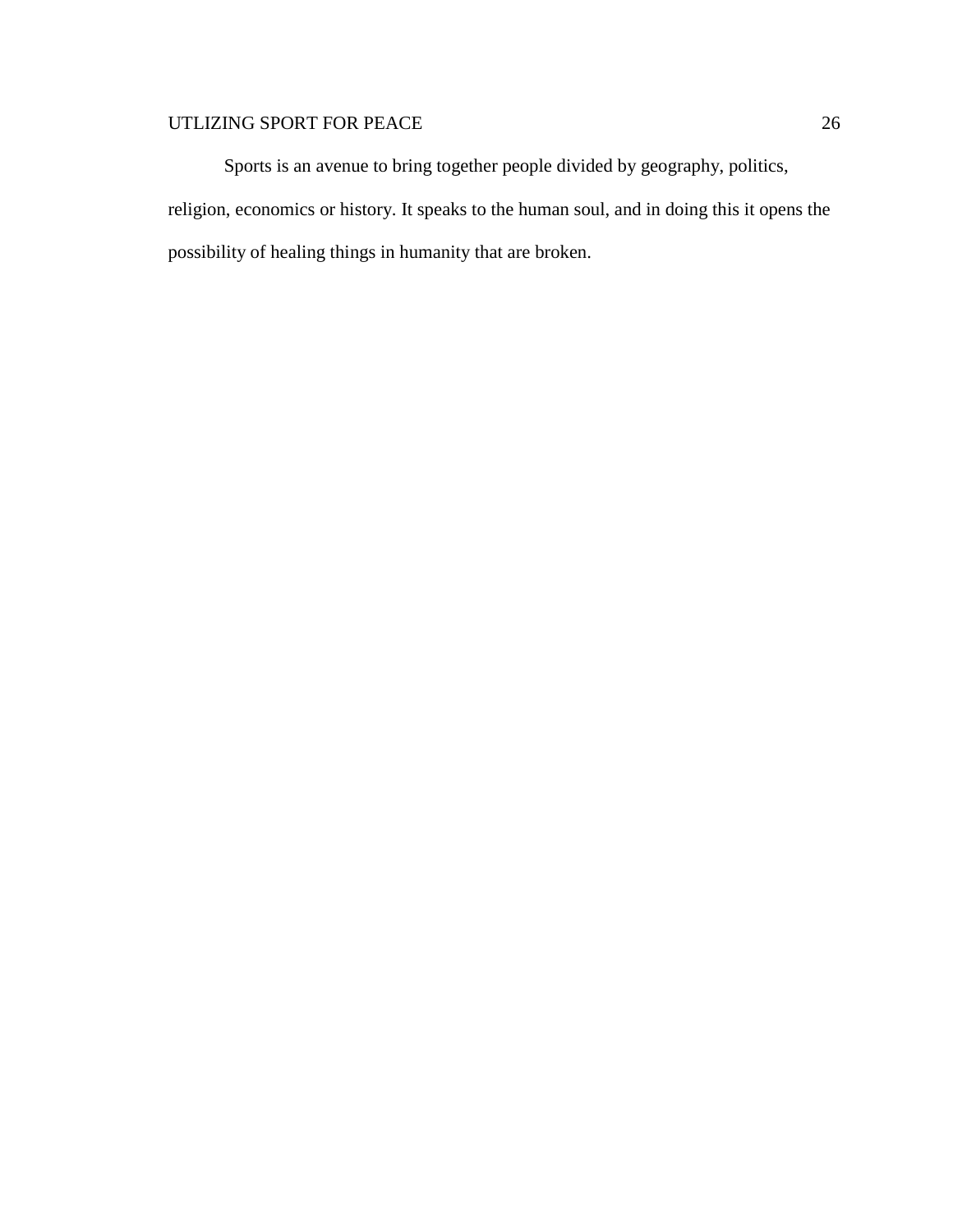Sports is an avenue to bring together people divided by geography, politics, religion, economics or history. It speaks to the human soul, and in doing this it opens the possibility of healing things in humanity that are broken.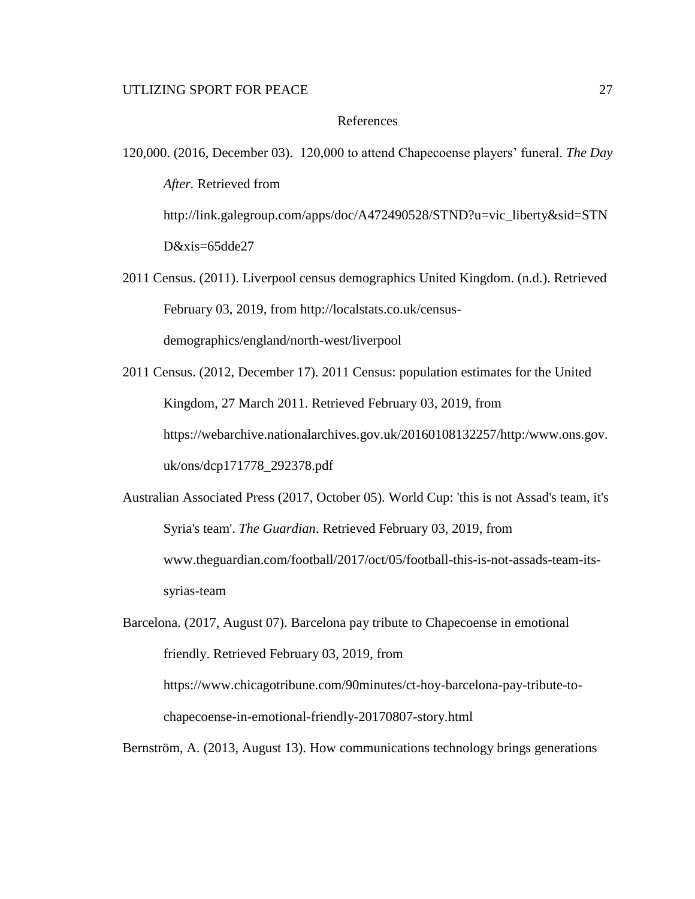# References

120,000. (2016, December 03). 120,000 to attend Chapecoense players' funeral. *The Day After.* Retrieved from http://link.galegroup.com/apps/doc/A472490528/STND?u=vic_liberty&sid=STND&xis=65dde27

2011 Census. (2011). Liverpool census demographics United Kingdom. (n.d.). Retrieved February 03, 2019, from http://localstats.co.uk/census-demographics/england/north-west/liverpool

2011 Census. (2012, December 17). 2011 Census: population estimates for the United Kingdom, 27 March 2011. Retrieved February 03, 2019, from https://webarchive.nationalarchives.gov.uk/20160108132257/http:/www.ons.gov.uk/ons/dcp171778_292378.pdf

Australian Associated Press (2017, October 05). World Cup: 'this is not Assad's team, it's Syria's team'. *The Guardian*. Retrieved February 03, 2019, from www.theguardian.com/football/2017/oct/05/football-this-is-not-assads-team-its-syrias-team

Barcelona. (2017, August 07). Barcelona pay tribute to Chapecoense in emotional friendly. Retrieved February 03, 2019, from https://www.chicagotribune.com/90minutes/ct-hoy-barcelona-pay-tribute-to-chapecoense-in-emotional-friendly-20170807-story.html

Bernström, A. (2013, August 13). How communications technology brings generations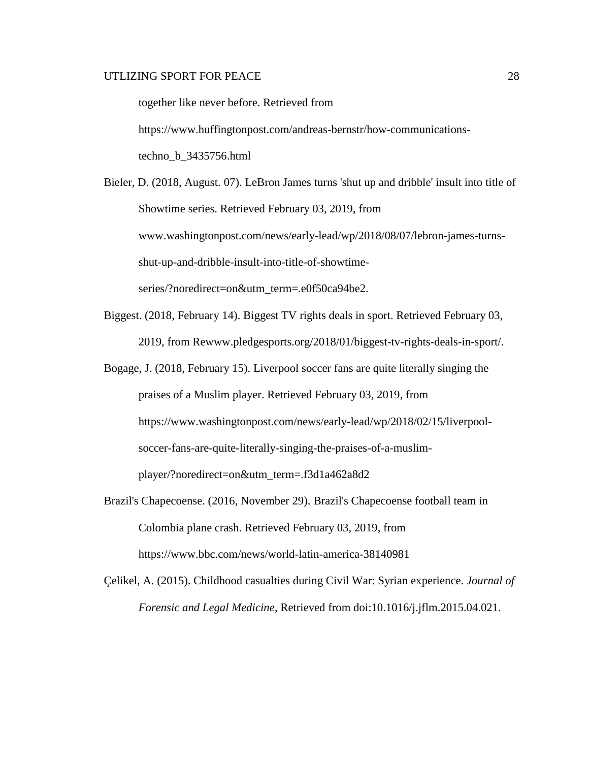together like never before. Retrieved from https://www.huffingtonpost.com/andreas-bernstr/how-communications-techno_b_3435756.html

Bieler, D. (2018, August. 07). LeBron James turns 'shut up and dribble' insult into title of Showtime series. Retrieved February 03, 2019, from www.washingtonpost.com/news/early-lead/wp/2018/08/07/lebron-james-turns-shut-up-and-dribble-insult-into-title-of-showtime-series/?noredirect=on&utm_term=.e0f50ca94be2.

Biggest. (2018, February 14). Biggest TV rights deals in sport. Retrieved February 03, 2019, from Rewww.pledgesports.org/2018/01/biggest-tv-rights-deals-in-sport/.

Bogage, J. (2018, February 15). Liverpool soccer fans are quite literally singing the praises of a Muslim player. Retrieved February 03, 2019, from https://www.washingtonpost.com/news/early-lead/wp/2018/02/15/liverpool-soccer-fans-are-quite-literally-singing-the-praises-of-a-muslim-player/?noredirect=on&utm_term=.f3d1a462a8d2

Brazil's Chapecoense. (2016, November 29). Brazil's Chapecoense football team in Colombia plane crash. Retrieved February 03, 2019, from https://www.bbc.com/news/world-latin-america-38140981

Çelikel, A. (2015). Childhood casualties during Civil War: Syrian experience. *Journal of Forensic and Legal Medicine*, Retrieved from doi:10.1016/j.jflm.2015.04.021.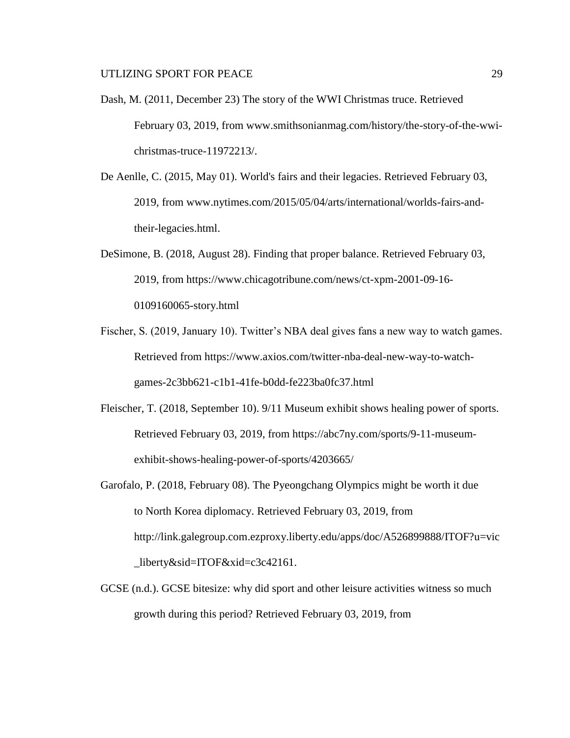Dash, M. (2011, December 23) The story of the WWI Christmas truce. Retrieved February 03, 2019, from www.smithsonianmag.com/history/the-story-of-the-wwi-christmas-truce-11972213/.

De Aenlle, C. (2015, May 01). World's fairs and their legacies. Retrieved February 03, 2019, from www.nytimes.com/2015/05/04/arts/international/worlds-fairs-and-their-legacies.html.

DeSimone, B. (2018, August 28). Finding that proper balance. Retrieved February 03, 2019, from https://www.chicagotribune.com/news/ct-xpm-2001-09-16-0109160065-story.html

Fischer, S. (2019, January 10). Twitter's NBA deal gives fans a new way to watch games. Retrieved from https://www.axios.com/twitter-nba-deal-new-way-to-watch-games-2c3bb621-c1b1-41fe-b0dd-fe223ba0fc37.html

Fleischer, T. (2018, September 10). 9/11 Museum exhibit shows healing power of sports. Retrieved February 03, 2019, from https://abc7ny.com/sports/9-11-museum-exhibit-shows-healing-power-of-sports/4203665/

Garofalo, P. (2018, February 08). The Pyeongchang Olympics might be worth it due to North Korea diplomacy. Retrieved February 03, 2019, from http://link.galegroup.com.ezproxy.liberty.edu/apps/doc/A526899888/ITOF?u=vic_liberty&sid=ITOF&xid=c3c42161.

GCSE (n.d.). GCSE bitesize: why did sport and other leisure activities witness so much growth during this period? Retrieved February 03, 2019, from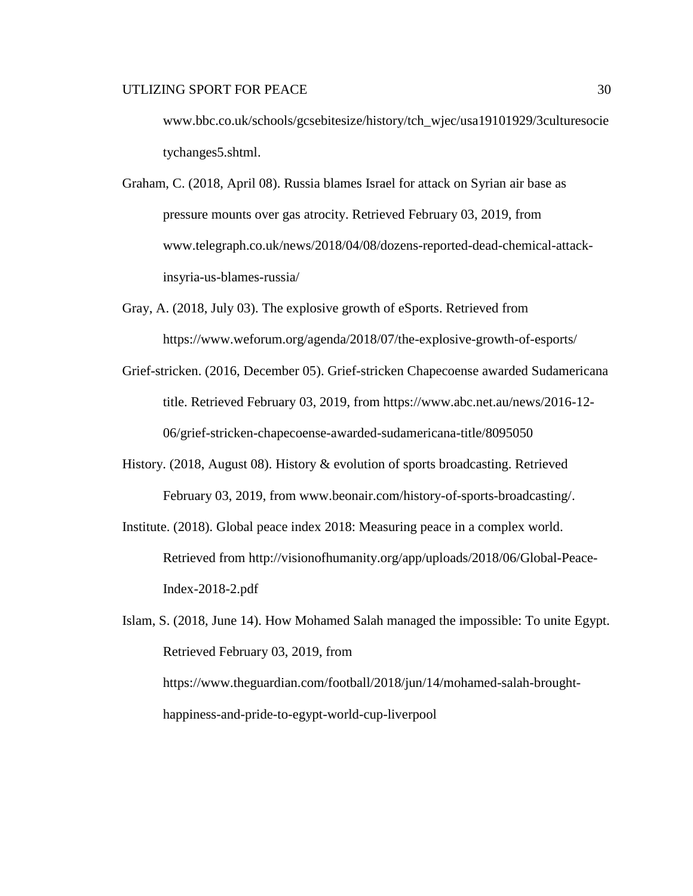www.bbc.co.uk/schools/gcsebitesize/history/tch_wjec/usa19101929/3culturesocietychanges5.shtml.

Graham, C. (2018, April 08). Russia blames Israel for attack on Syrian air base as pressure mounts over gas atrocity. Retrieved February 03, 2019, from www.telegraph.co.uk/news/2018/04/08/dozens-reported-dead-chemical-attack-insyria-us-blames-russia/

Gray, A. (2018, July 03). The explosive growth of eSports. Retrieved from https://www.weforum.org/agenda/2018/07/the-explosive-growth-of-esports/

Grief-stricken. (2016, December 05). Grief-stricken Chapecoense awarded Sudamericana title. Retrieved February 03, 2019, from https://www.abc.net.au/news/2016-12-06/grief-stricken-chapecoense-awarded-sudamericana-title/8095050

History. (2018, August 08). History & evolution of sports broadcasting. Retrieved February 03, 2019, from www.beonair.com/history-of-sports-broadcasting/.

Institute. (2018). Global peace index 2018: Measuring peace in a complex world. Retrieved from http://visionofhumanity.org/app/uploads/2018/06/Global-Peace-Index-2018-2.pdf

Islam, S. (2018, June 14). How Mohamed Salah managed the impossible: To unite Egypt. Retrieved February 03, 2019, from https://www.theguardian.com/football/2018/jun/14/mohamed-salah-brought-happiness-and-pride-to-egypt-world-cup-liverpool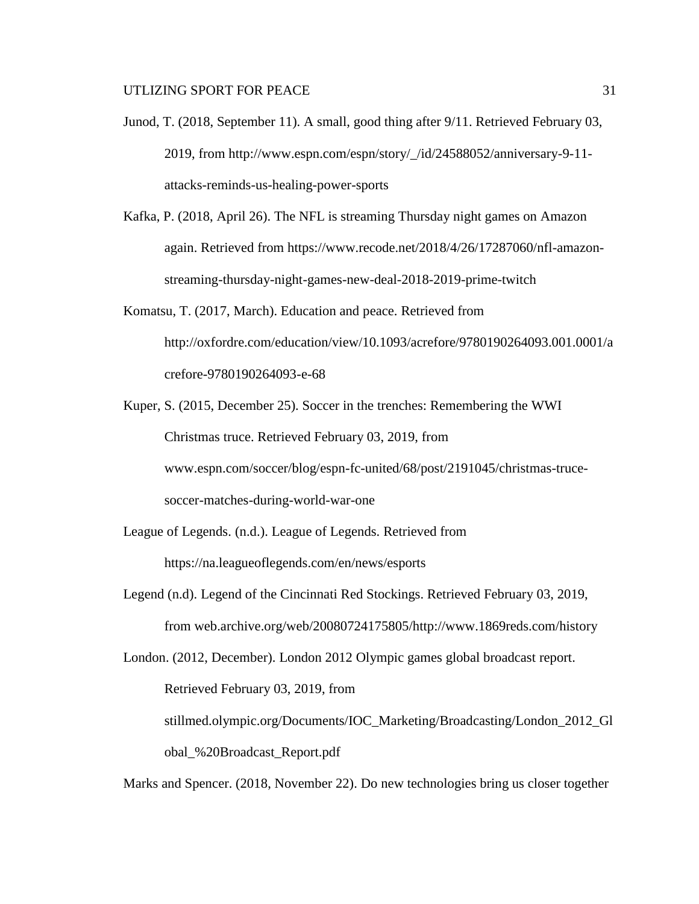Junod, T. (2018, September 11). A small, good thing after 9/11. Retrieved February 03, 2019, from http://www.espn.com/espn/story/_/id/24588052/anniversary-9-11-attacks-reminds-us-healing-power-sports

Kafka, P. (2018, April 26). The NFL is streaming Thursday night games on Amazon again. Retrieved from https://www.recode.net/2018/4/26/17287060/nfl-amazon-streaming-thursday-night-games-new-deal-2018-2019-prime-twitch

Komatsu, T. (2017, March). Education and peace. Retrieved from http://oxfordre.com/education/view/10.1093/acrefore/9780190264093.001.0001/acrefore-9780190264093-e-68

Kuper, S. (2015, December 25). Soccer in the trenches: Remembering the WWI Christmas truce. Retrieved February 03, 2019, from www.espn.com/soccer/blog/espn-fc-united/68/post/2191045/christmas-truce-soccer-matches-during-world-war-one

League of Legends. (n.d.). League of Legends. Retrieved from https://na.leagueoflegends.com/en/news/esports

Legend (n.d). Legend of the Cincinnati Red Stockings. Retrieved February 03, 2019, from web.archive.org/web/20080724175805/http://www.1869reds.com/history

London. (2012, December). London 2012 Olympic games global broadcast report. Retrieved February 03, 2019, from stillmed.olympic.org/Documents/IOC_Marketing/Broadcasting/London_2012_Global_%20Broadcast_Report.pdf

Marks and Spencer. (2018, November 22). Do new technologies bring us closer together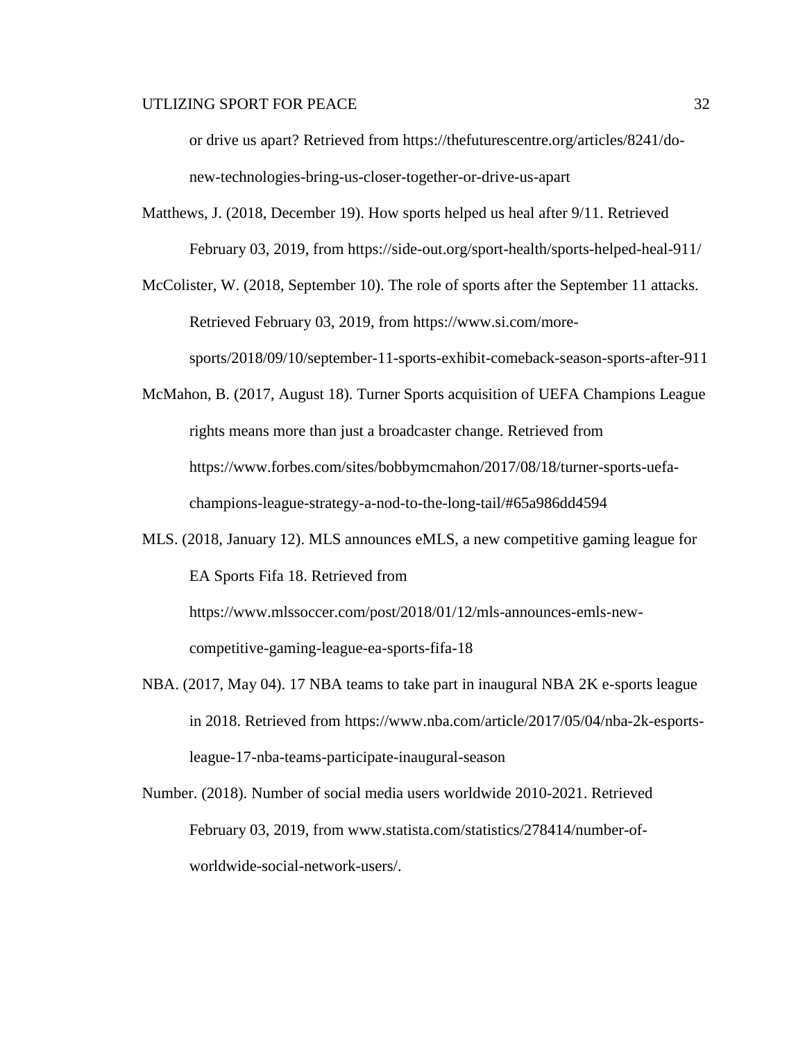or drive us apart? Retrieved from https://thefuturescentre.org/articles/8241/do-new-technologies-bring-us-closer-together-or-drive-us-apart

Matthews, J. (2018, December 19). How sports helped us heal after 9/11. Retrieved February 03, 2019, from https://side-out.org/sport-health/sports-helped-heal-911/

McColister, W. (2018, September 10). The role of sports after the September 11 attacks. Retrieved February 03, 2019, from https://www.si.com/more-sports/2018/09/10/september-11-sports-exhibit-comeback-season-sports-after-911

McMahon, B. (2017, August 18). Turner Sports acquisition of UEFA Champions League rights means more than just a broadcaster change. Retrieved from https://www.forbes.com/sites/bobbymcmahon/2017/08/18/turner-sports-uefa-champions-league-strategy-a-nod-to-the-long-tail/#65a986dd4594

MLS. (2018, January 12). MLS announces eMLS, a new competitive gaming league for EA Sports Fifa 18. Retrieved from https://www.mlssoccer.com/post/2018/01/12/mls-announces-emls-new-competitive-gaming-league-ea-sports-fifa-18

NBA. (2017, May 04). 17 NBA teams to take part in inaugural NBA 2K e-sports league in 2018. Retrieved from https://www.nba.com/article/2017/05/04/nba-2k-esports-league-17-nba-teams-participate-inaugural-season

Number. (2018). Number of social media users worldwide 2010-2021. Retrieved February 03, 2019, from www.statista.com/statistics/278414/number-of-worldwide-social-network-users/.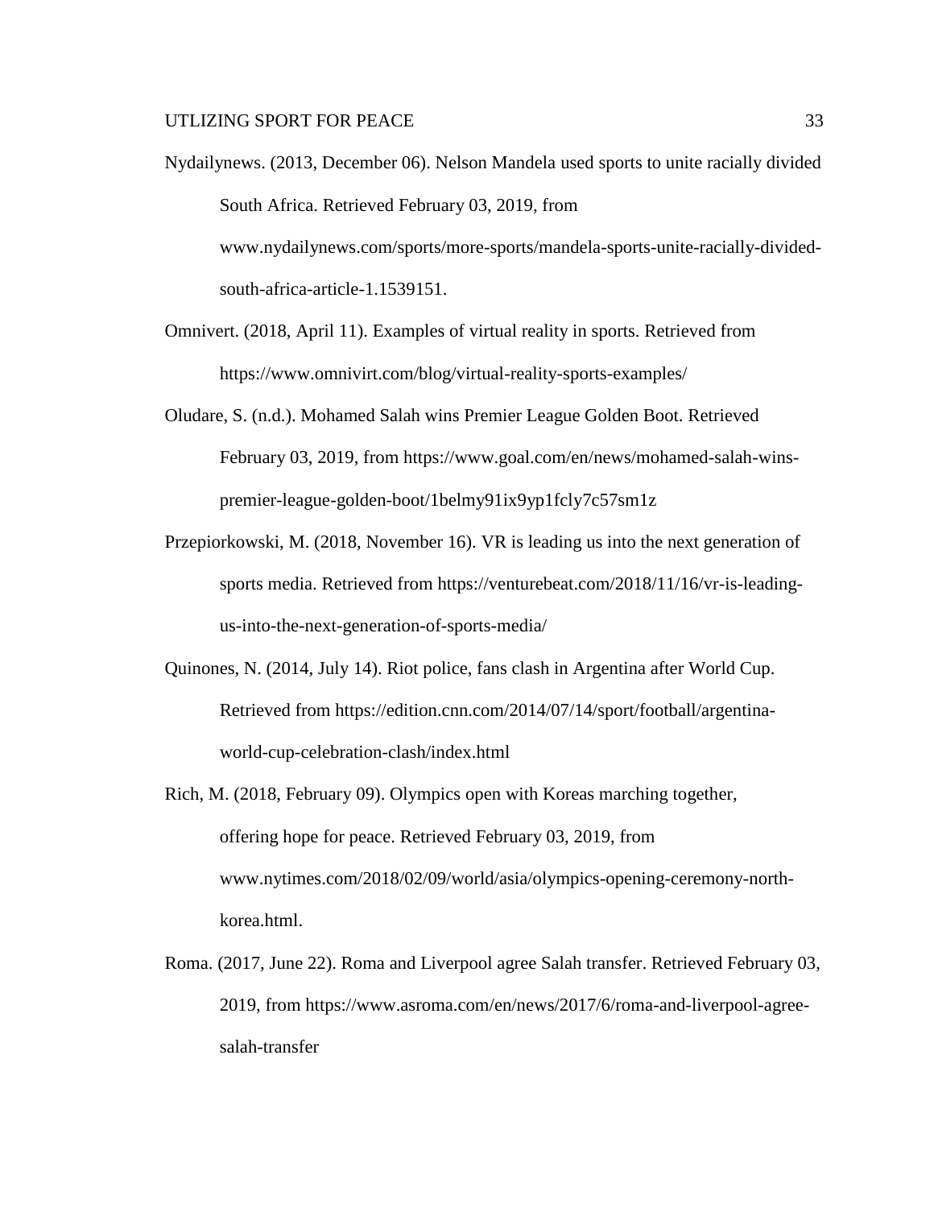Nydailynews. (2013, December 06). Nelson Mandela used sports to unite racially divided South Africa. Retrieved February 03, 2019, from www.nydailynews.com/sports/more-sports/mandela-sports-unite-racially-divided-south-africa-article-1.1539151.

Omnivert. (2018, April 11). Examples of virtual reality in sports. Retrieved from https://www.omnivirt.com/blog/virtual-reality-sports-examples/

Oludare, S. (n.d.). Mohamed Salah wins Premier League Golden Boot. Retrieved February 03, 2019, from https://www.goal.com/en/news/mohamed-salah-wins-premier-league-golden-boot/1belmy91ix9yp1fcly7c57sm1z

Przepiorkowski, M. (2018, November 16). VR is leading us into the next generation of sports media. Retrieved from https://venturebeat.com/2018/11/16/vr-is-leading-us-into-the-next-generation-of-sports-media/

Quinones, N. (2014, July 14). Riot police, fans clash in Argentina after World Cup. Retrieved from https://edition.cnn.com/2014/07/14/sport/football/argentina-world-cup-celebration-clash/index.html

Rich, M. (2018, February 09). Olympics open with Koreas marching together, offering hope for peace. Retrieved February 03, 2019, from www.nytimes.com/2018/02/09/world/asia/olympics-opening-ceremony-north-korea.html.

Roma. (2017, June 22). Roma and Liverpool agree Salah transfer. Retrieved February 03, 2019, from https://www.asroma.com/en/news/2017/6/roma-and-liverpool-agree-salah-transfer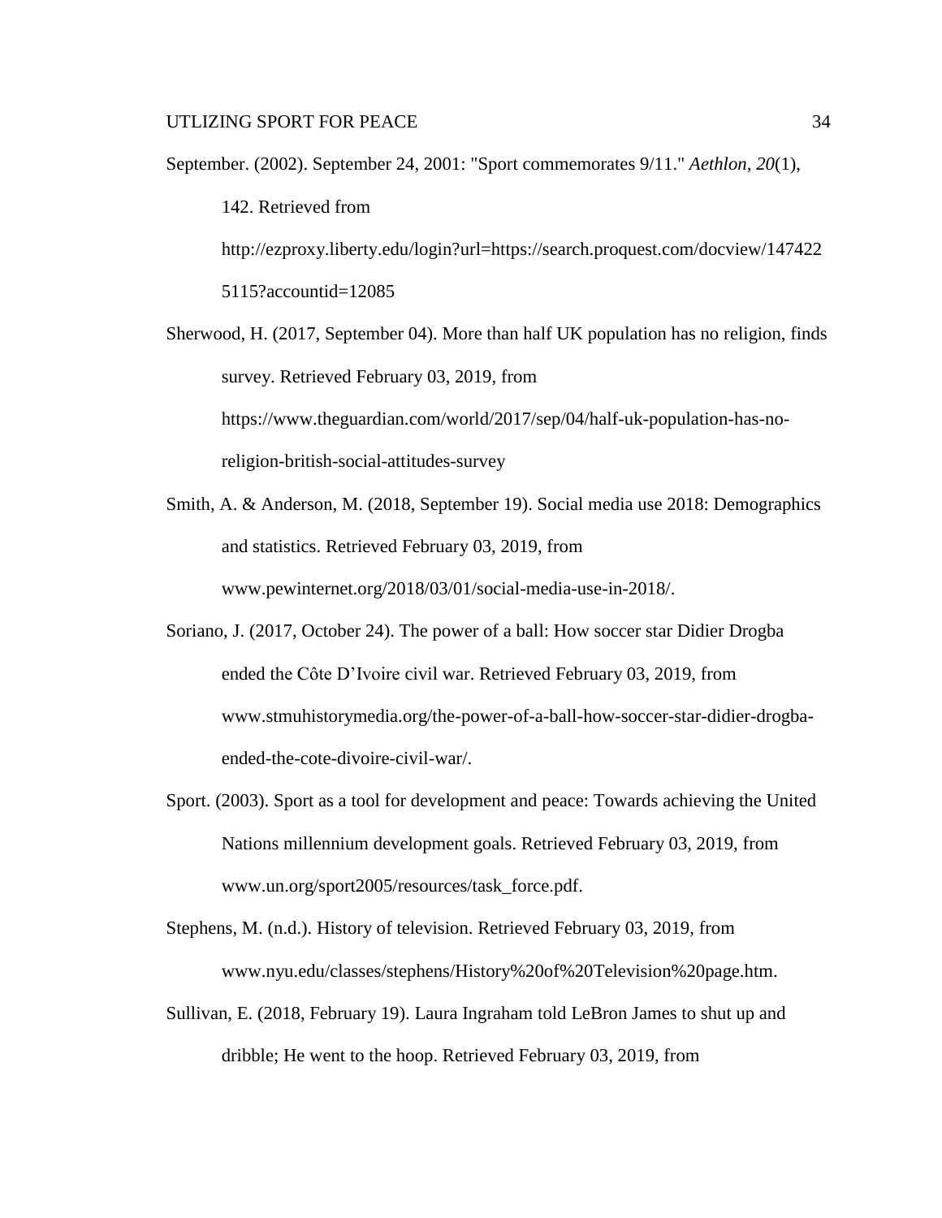September. (2002). September 24, 2001: "Sport commemorates 9/11." *Aethlon*, *20*(1), 142. Retrieved from http://ezproxy.liberty.edu/login?url=https://search.proquest.com/docview/1474225115?accountid=12085

Sherwood, H. (2017, September 04). More than half UK population has no religion, finds survey. Retrieved February 03, 2019, from https://www.theguardian.com/world/2017/sep/04/half-uk-population-has-no-religion-british-social-attitudes-survey

Smith, A. & Anderson, M. (2018, September 19). Social media use 2018: Demographics and statistics. Retrieved February 03, 2019, from www.pewinternet.org/2018/03/01/social-media-use-in-2018/.

Soriano, J. (2017, October 24). The power of a ball: How soccer star Didier Drogba ended the Côte D'Ivoire civil war. Retrieved February 03, 2019, from www.stmuhistorymedia.org/the-power-of-a-ball-how-soccer-star-didier-drogba-ended-the-cote-divoire-civil-war/.

Sport. (2003). Sport as a tool for development and peace: Towards achieving the United Nations millennium development goals. Retrieved February 03, 2019, from www.un.org/sport2005/resources/task_force.pdf.

Stephens, M. (n.d.). History of television. Retrieved February 03, 2019, from www.nyu.edu/classes/stephens/History%20of%20Television%20page.htm.

Sullivan, E. (2018, February 19). Laura Ingraham told LeBron James to shut up and dribble; He went to the hoop. Retrieved February 03, 2019, from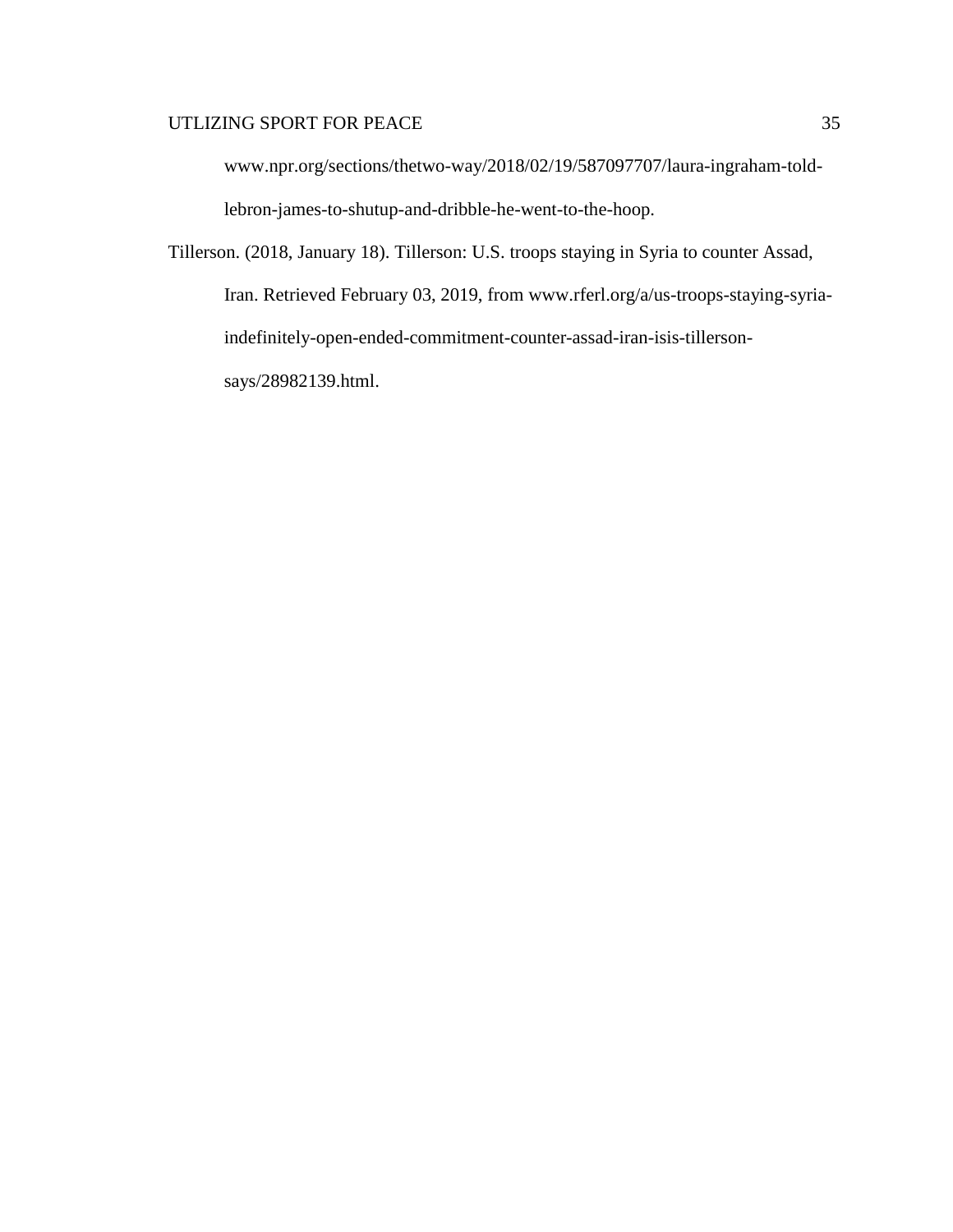www.npr.org/sections/thetwo-way/2018/02/19/587097707/laura-ingraham-told-lebron-james-to-shutup-and-dribble-he-went-to-the-hoop.

Tillerson. (2018, January 18). Tillerson: U.S. troops staying in Syria to counter Assad, Iran. Retrieved February 03, 2019, from www.rferl.org/a/us-troops-staying-syria-indefinitely-open-ended-commitment-counter-assad-iran-isis-tillerson-says/28982139.html.